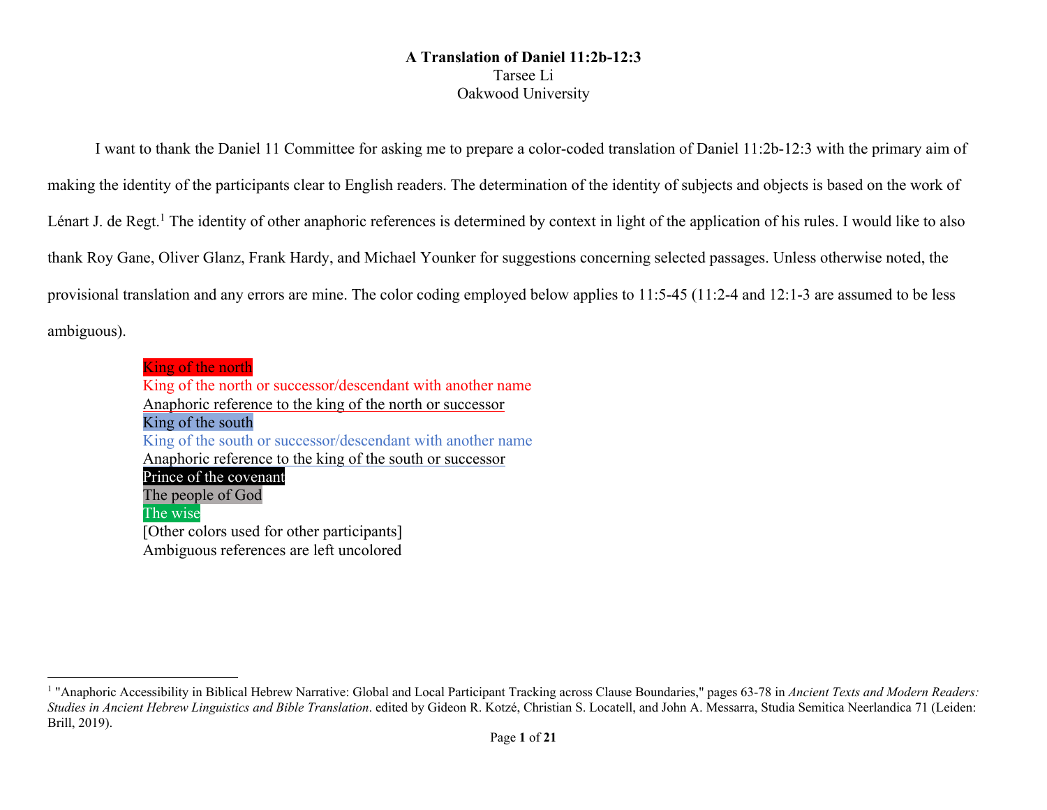**A Translation of Daniel 11:2b-12:3**

Tarsee Li

Oakwood University

I want to thank the Daniel 11 Committee for asking me to prepare a color-coded translation of Daniel 11:2b-12:3 with the primary aim of making the identity of the participants clear to English readers. The determination of the identity of subjects and objects is based on the work of Lénart J. de Regt.[1] The identity of other anaphoric references is determined by context in light of the application of his rules. I would like to also thank Roy Gane, Oliver Glanz, Frank Hardy, and Michael Younker for suggestions concerning selected passages. Unless otherwise noted, the provisional translation and any errors are mine. The color coding employed below applies to 11:5-45 (11:2-4 and 12:1-3 are assumed to be less ambiguous).

King of the north

King of the north or successor/descendant with another name

Anaphoric reference to the king of the north or successor

King of the south

King of the south or successor/descendant with another name

Anaphoric reference to the king of the south or successor

Prince of the covenant

The people of God

The wise

[Other colors used for other participants]

Ambiguous references are left uncolored

---

[1] "Anaphoric Accessibility in Biblical Hebrew Narrative: Global and Local Participant Tracking across Clause Boundaries," pages 63-78 in *Ancient Texts and Modern Readers: Studies in Ancient Hebrew Linguistics and Bible Translation*. edited by Gideon R. Kotzé, Christian S. Locatell, and John A. Messarra, Studia Semitica Neerlandica 71 (Leiden: Brill, 2019).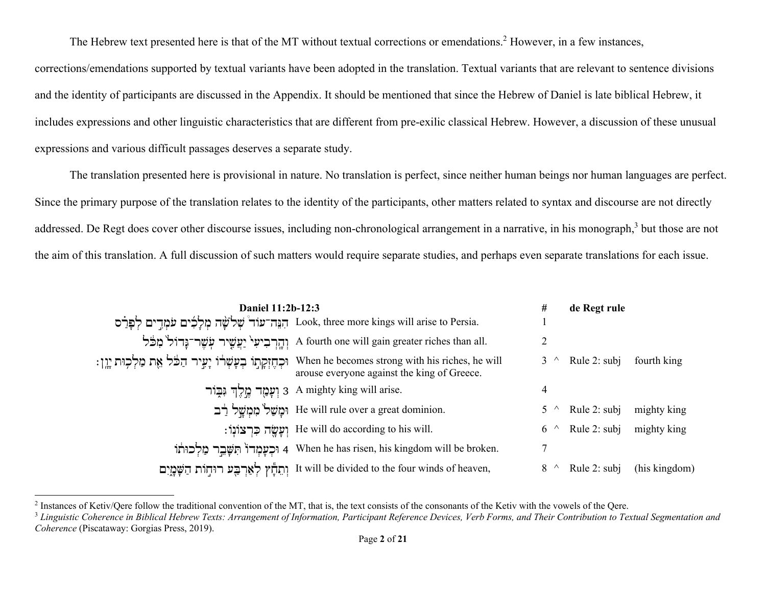The Hebrew text presented here is that of the MT without textual corrections or emendations.[2] However, in a few instances, corrections/emendations supported by textual variants have been adopted in the translation. Textual variants that are relevant to sentence divisions and the identity of participants are discussed in the Appendix. It should be mentioned that since the Hebrew of Daniel is late biblical Hebrew, it includes expressions and other linguistic characteristics that are different from pre-exilic classical Hebrew. However, a discussion of these unusual expressions and various difficult passages deserves a separate study.

The translation presented here is provisional in nature. No translation is perfect, since neither human beings nor human languages are perfect. Since the primary purpose of the translation relates to the identity of the participants, other matters related to syntax and discourse are not directly addressed. De Regt does cover other discourse issues, including non-chronological arrangement in a narrative, in his monograph,[3] but those are not the aim of this translation. A full discussion of such matters would require separate studies, and perhaps even separate translations for each issue.

| Hebrew | Daniel 11:2b-12:3 | # | | de Regt rule | |
|---|---|---|---|---|---|
| הִנֵּה־עוֹד שְׁלֹשָׁה מְלָכִים עֹמְדִים לְפָרַס | Look, three more kings will arise to Persia. | 1 | | | |
| וְהָרְבִיעִי יַעֲשִׁיר עֹשֶׁר־גָּדוֹל מִכֹּל | A fourth one will gain greater riches than all. | 2 | | | |
| וּכְחֶזְקָתוֹ בְעָשְׁרוֹ יָעִיר הַכֹּל אֵת מַלְכוּת יָוָן׃ | When he becomes strong with his riches, he will arouse everyone against the king of Greece. | 3 | ^ | Rule 2: subj | fourth king |
| 3 וְעָמַד מֶלֶךְ גִּבּוֹר | A mighty king will arise. | 4 | | | |
| וּמָשַׁל מִמְשָׁל רַב | He will rule over a great dominion. | 5 | ^ | Rule 2: subj | mighty king |
| וְעָשָׂה כִּרְצוֹנוֹ׃ | He will do according to his will. | 6 | ^ | Rule 2: subj | mighty king |
| 4 וּכְעָמְדוֹ תִּשָּׁבֵר מַלְכוּתוֹ | When he has risen, his kingdom will be broken. | 7 | | | |
| וְתֵחָץ לְאַרְבַּע רוּחוֹת הַשָּׁמָיִם | It will be divided to the four winds of heaven, | 8 | ^ | Rule 2: subj | (his kingdom) |

[2] Instances of Ketiv/Qere follow the traditional convention of the MT, that is, the text consists of the consonants of the Ketiv with the vowels of the Qere.

[3] *Linguistic Coherence in Biblical Hebrew Texts: Arrangement of Information, Participant Reference Devices, Verb Forms, and Their Contribution to Textual Segmentation and Coherence* (Piscataway: Gorgias Press, 2019).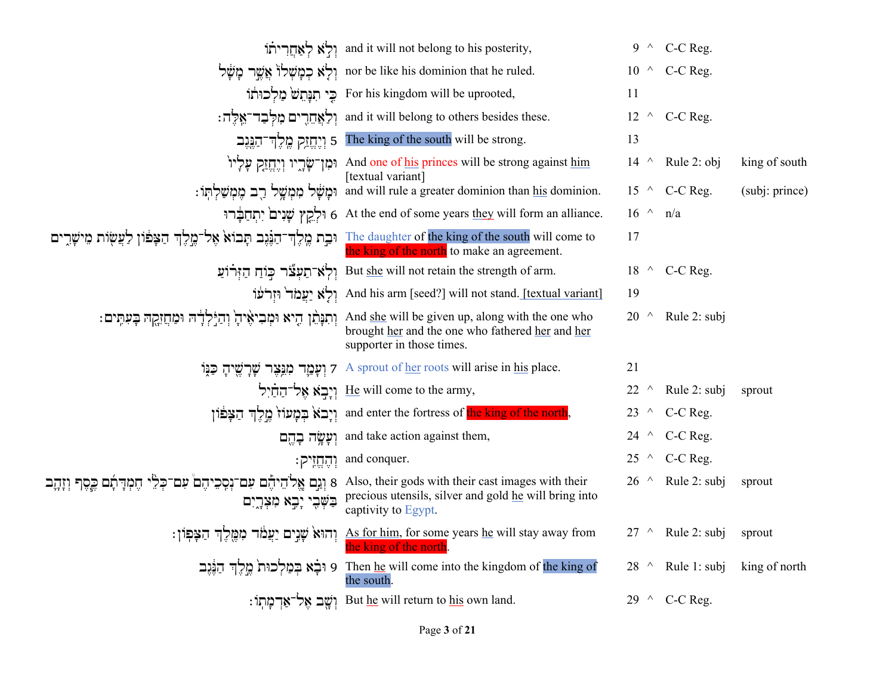| Hebrew | English | # | | Rule | Antecedent |
|---|---|---|---|---|---|
| וְלֹ֣א לְאַחֲרִיתֹ֗ו | and it will not belong to his posterity, | 9 | ^ | C-C Reg. | |
| וְלֹ֤א כְמָשְׁלֹו֙ אֲשֶׁ֣ר מָשָׁ֔ל | nor be like his dominion that he ruled. | 10 | ^ | C-C Reg. | |
| כִּ֤י תִנָּתֵשׁ֙ מַלְכוּתֹ֔ו | For his kingdom will be uprooted, | 11 | | | |
| וְלַאֲחֵרִ֖ים מִלְּבַד־אֵֽלֶּה׃ | and it will belong to others besides these. | 12 | ^ | C-C Reg. | |
| 5 וְיֶחֱזַ֥ק מֶֽלֶךְ־הַנֶּ֖גֶב | The king of the south will be strong. | 13 | | | |
| וּמִן־שָׂרָ֑יו וְיֶחֱזַ֣ק עָלָ֔יו | And one of his princes will be strong against him [textual variant] | 14 | ^ | Rule 2: obj | king of south |
| וּמָשָׁ֕ל מִמְשָׁ֥ל רַ֖ב מֶמְשַׁלְתֹּֽו׃ | and will rule a greater dominion than his dominion. | 15 | ^ | C-C Reg. | (subj: prince) |
| 6 וּלְקֵ֤ץ שָׁנִים֙ יִתְחַבָּ֔רוּ | At the end of some years they will form an alliance. | 16 | ^ | n/a | |
| וּבַ֨ת מֶֽלֶךְ־הַנֶּ֜גֶב תָּב֨וֹא אֶל־מֶ֤לֶךְ הַצָּפוֹן֙ לַעֲשׂ֣וֹת מֵֽישָׁרִ֔ים | The daughter of the king of the south will come to the king of the north to make an agreement. | 17 | | | |
| וְלֹא־תַעְצֹ֞ר כּ֣וֹחַ הַזְּר֗וֹעַ | But she will not retain the strength of arm. | 18 | ^ | C-C Reg. | |
| וְלֹ֤א יַעֲמֹד֙ וּזְרֹעֹ֔ו | And his arm [seed?] will not stand. [textual variant] | 19 | | | |
| וְתִנָּתֵ֨ן הִ֤יא וּמְבִיאֶ֙יהָ֙ וְהַיֹּ֣לְדָ֔הּ וּמַחֲזִקָ֖הּ בָּעִתִּֽים׃ | And she will be given up, along with the one who brought her and the one who fathered her and her supporter in those times. | 20 | ^ | Rule 2: subj | |
| 7 וְעָמַ֛ד מִנֵּ֥צֶר שָׁרָשֶׁ֖יהָ כַּנּ֑וֹ | A sprout of her roots will arise in his place. | 21 | | | |
| וְיָבֹ֣א אֶל־הַחַ֗יִל | He will come to the army, | 22 | ^ | Rule 2: subj | sprout |
| וְיָבֹא֙ בְּמָעוֹז֙ מֶ֣לֶךְ הַצָּפ֔וֹן | and enter the fortress of the king of the north, | 23 | ^ | C-C Reg. | |
| וְעָשָׂ֥ה בָהֶ֖ם | and take action against them, | 24 | ^ | C-C Reg. | |
| וְהֶחֱזִֽיק׃ | and conquer. | 25 | ^ | C-C Reg. | |
| 8 וְגַ֣ם אֱלֹהֵיהֶ֡ם עִם־נְסִֽכֵיהֶם֩ עִם־כְּלֵ֨י חֶמְדָּתָ֜ם כֶּ֧סֶף וְזָהָ֛ב בַּשְּׁבִ֖י יָבִ֣א מִצְרָ֑יִם | Also, their gods with their cast images with their precious utensils, silver and gold he will bring into captivity to Egypt. | 26 | ^ | Rule 2: subj | sprout |
| וְהוּא֙ שָׁנִ֣ים יַעֲמֹ֔ד מִמֶּ֖לֶךְ הַצָּפֽוֹן׃ | As for him, for some years he will stay away from the king of the north. | 27 | ^ | Rule 2: subj | sprout |
| 9 וּבָ֗א בְּמַלְכוּת֙ מֶ֣לֶךְ הַנֶּ֔גֶב | Then he will come into the kingdom of the king of the south. | 28 | ^ | Rule 1: subj | king of north |
| וְשָׁ֖ב אֶל־אַדְמָתֽוֹ׃ | But he will return to his own land. | 29 | ^ | C-C Reg. | |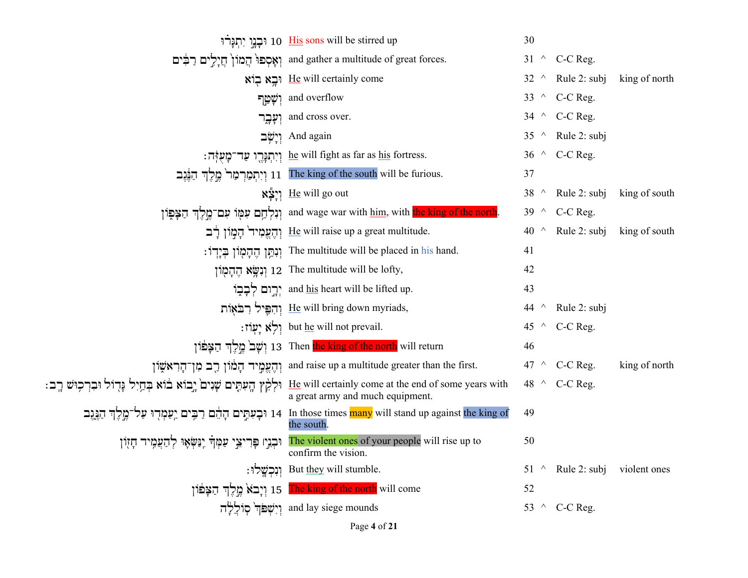| Hebrew | English | # | | Rule | Referent |
|---|---|---|---|---|---|
| 10 וּבָנָו יִתְגָּרוּ | His sons will be stirred up | 30 | | | |
| וְאָסְפוּ הֲמוֹן חֲיָלִים רַבִּים | and gather a multitude of great forces. | 31 | ^ | C-C Reg. | |
| וּבָא בוֹא | He will certainly come | 32 | ^ | Rule 2: subj | king of north |
| וְשָׁטַף | and overflow | 33 | ^ | C-C Reg. | |
| וְעָבָר | and cross over. | 34 | ^ | C-C Reg. | |
| וְיָשֹׁב | And again | 35 | ^ | Rule 2: subj | |
| וְיִתְגָּרֶו עַד־מָעֻזֹּה׃ | he will fight as far as his fortress. | 36 | ^ | C-C Reg. | |
| 11 וְיִתְמַרְמַר מֶלֶךְ הַנֶּגֶב | The king of the south will be furious. | 37 | | | |
| וְיָצָא | He will go out | 38 | ^ | Rule 2: subj | king of south |
| וְנִלְחַם עִמּוֹ עִם־מֶלֶךְ הַצָּפוֹן | and wage war with him, with the king of the north. | 39 | ^ | C-C Reg. | |
| וְהֶעֱמִיד הָמוֹן רָב | He will raise up a great multitude. | 40 | ^ | Rule 2: subj | king of south |
| וְנִתַּן הֶהָמוֹן בְּיָדוֹ׃ | The multitude will be placed in his hand. | 41 | | | |
| 12 וְנִשָּׂא הֶהָמוֹן | The multitude will be lofty, | 42 | | | |
| יָרוּם לְבָבוֹ | and his heart will be lifted up. | 43 | | | |
| וְהִפִּיל רִבֹּאוֹת | He will bring down myriads, | 44 | ^ | Rule 2: subj | |
| וְלֹא יָעוֹז׃ | but he will not prevail. | 45 | ^ | C-C Reg. | |
| 13 וְשָׁב מֶלֶךְ הַצָּפוֹן | Then the king of the north will return | 46 | | | |
| וְהֶעֱמִיד הָמוֹן רַב מִן־הָרִאשׁוֹן | and raise up a multitude greater than the first. | 47 | ^ | C-C Reg. | king of north |
| וּלְקֵץ הָעִתִּים שָׁנִים יָבוֹא בוֹא בְּחַיִל גָּדוֹל וּבִרְכוּשׁ רָב׃ | He will certainly come at the end of some years with a great army and much equipment. | 48 | ^ | C-C Reg. | |
| 14 וּבָעִתִּים הָהֵם רַבִּים יַעַמְדוּ עַל־מֶלֶךְ הַנֶּגֶב | In those times many will stand up against the king of the south. | 49 | | | |
| וּבְנֵי פָּרִיצֵי עַמְּךָ יִנַּשְּׂאוּ לְהַעֲמִיד חָזוֹן | The violent ones of your people will rise up to confirm the vision. | 50 | | | |
| וְנִכְשָׁלוּ׃ | But they will stumble. | 51 | ^ | Rule 2: subj | violent ones |
| 15 וְיָבֹא מֶלֶךְ הַצָּפוֹן | The king of the north will come | 52 | | | |
| וְיִשְׁפֹּךְ סוֹלְלָה | and lay siege mounds | 53 | ^ | C-C Reg. | |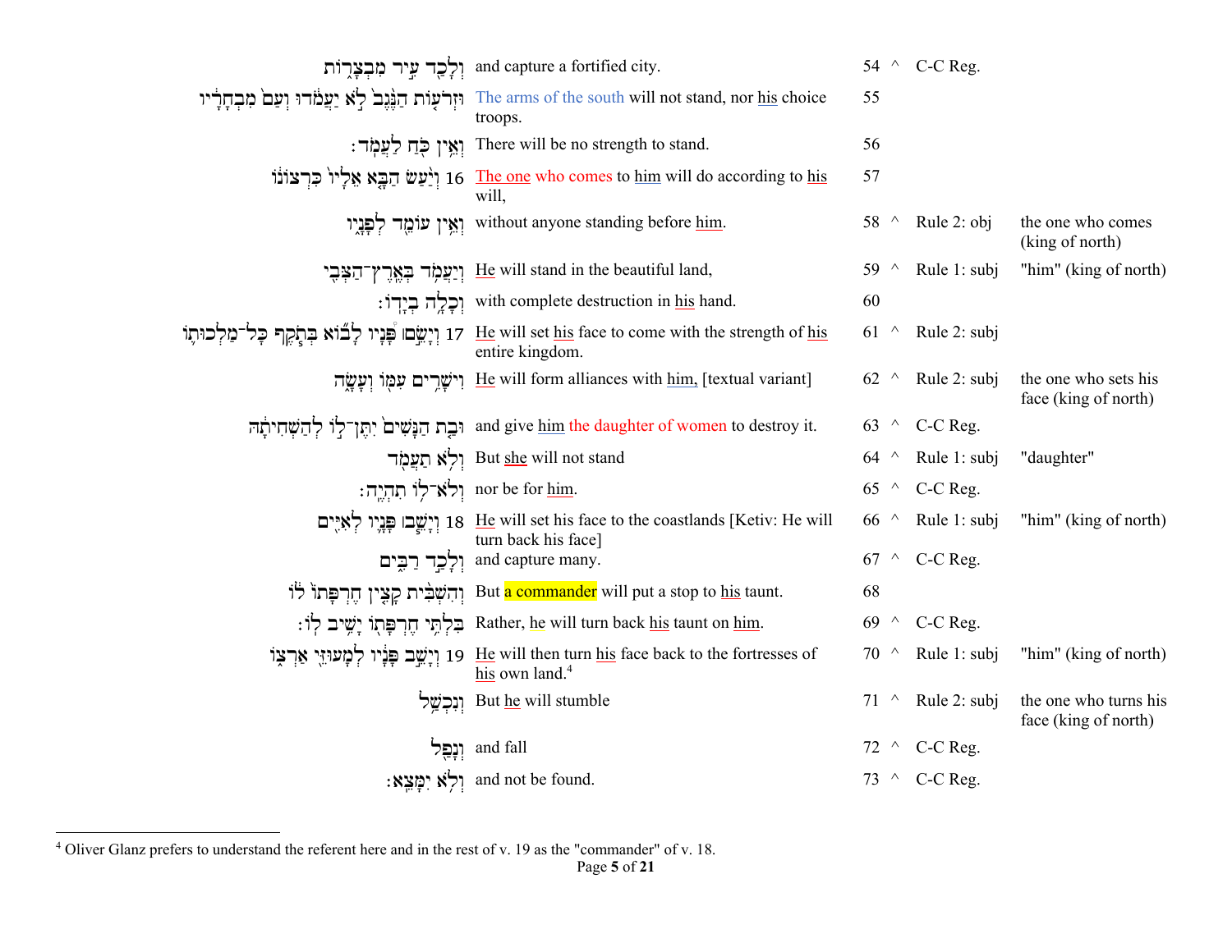| | | | | | |
|---|---|---|---|---|---|
| וְלָכַ֖ד עִ֣יר מִבְצָר֑וֹת | and capture a fortified city. | 54 | ^ | C-C Reg. | |
| וּזְרֹע֤וֹת הַנֶּ֙גֶב֙ לֹ֣א יַעֲמֹ֔דוּ וְעַם֙ מִבְחָרָ֔יו | The arms of the south will not stand, nor his choice troops. | 55 | | | |
| וְאֵ֥ין כֹּ֖חַ לַעֲמֹֽד׃ | There will be no strength to stand. | 56 | | | |
| 16 וְיַ֨עַשׂ הַבָּ֤א אֵלָיו֙ כִּרְצוֹנ֔וֹ | The one who comes to him will do according to his will, | 57 | | | |
| וְאֵ֥ין עוֹמֵ֖ד לְפָנָ֑יו | without anyone standing before him. | 58 | ^ | Rule 2: obj | the one who comes (king of north) |
| וְיַעֲמֹ֥ד בְּאֶֽרֶץ־הַצְּבִ֖י | He will stand in the beautiful land, | 59 | ^ | Rule 1: subj | "him" (king of north) |
| וְכָלָ֥ה בְיָדֽוֹ׃ | with complete destruction in his hand. | 60 | | | |
| 17 וְיָשֵׂ֣ם ׀ פָּ֠נָיו לָב֞וֹא בְּתֹ֧קֶף כָּל־מַלְכוּת֛וֹ | He will set his face to come with the strength of his entire kingdom. | 61 | ^ | Rule 2: subj | |
| וִישָׁרִ֥ים עִמּ֖וֹ וְעָשָׂ֑ה | He will form alliances with him, [textual variant] | 62 | ^ | Rule 2: subj | the one who sets his face (king of north) |
| וּבַ֤ת הַנָּשִׁים֙ יִתֶּן־ל֣וֹ לְהַשְׁחִיתָ֔הּ | and give him the daughter of women to destroy it. | 63 | ^ | C-C Reg. | |
| וְלֹ֥א תַעֲמֹ֖ד | But she will not stand | 64 | ^ | Rule 1: subj | "daughter" |
| וְלֹא־ל֥וֹ תִהְיֶֽה׃ | nor be for him. | 65 | ^ | C-C Reg. | |
| 18 וְיָשֵׂ֧ב ׀ פָּנָ֛יו לְאִיִּ֖ים | He will set his face to the coastlands [Ketiv: He will turn back his face] | 66 | ^ | Rule 1: subj | "him" (king of north) |
| וְלָכַ֣ד רַבִּ֑ים | and capture many. | 67 | ^ | C-C Reg. | |
| וְהִשְׁבִּ֨ית קָצִ֤ין חֶרְפָּתוֹ֙ ל֔וֹ | But a commander will put a stop to his taunt. | 68 | | | |
| בִּלְתִּ֥י חֶרְפָּת֖וֹ יָשִׁ֥יב לֽוֹ׃ | Rather, he will turn back his taunt on him. | 69 | ^ | C-C Reg. | |
| 19 וְיָשֵׁ֣ב פָּנָ֔יו לְמָעוּזֵּ֖י אַרְצ֑וֹ | He will then turn his face back to the fortresses of his own land.[4] | 70 | ^ | Rule 1: subj | "him" (king of north) |
| וְנִכְשַׁ֥ל | But he will stumble | 71 | ^ | Rule 2: subj | the one who turns his face (king of north) |
| וְנָפַ֖ל | and fall | 72 | ^ | C-C Reg. | |
| וְלֹ֥א יִמָּצֵֽא׃ | and not be found. | 73 | ^ | C-C Reg. | |

[4] Oliver Glanz prefers to understand the referent here and in the rest of v. 19 as the "commander" of v. 18.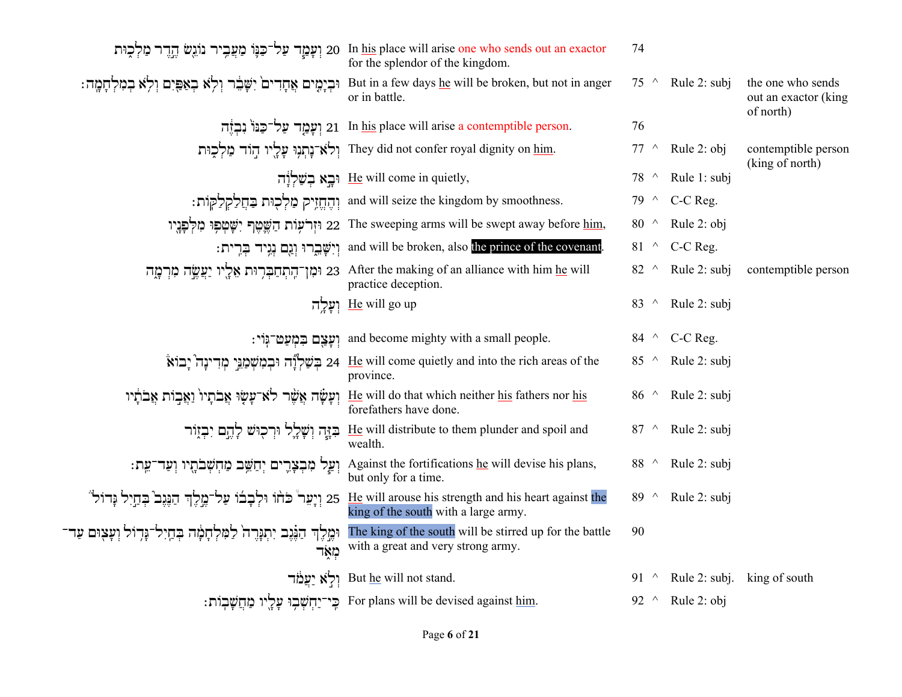| Hebrew | English | # | | Rule | Referent |
|---|---|---|---|---|---|
| 20 וְעָמַ֥ד עַל־כַּנּ֖וֹ מַעֲבִ֣יר נוֹגֵ֑שׂ הֶ֣דֶר מַלְכ֔וּת | In his place will arise one who sends out an exactor for the splendor of the kingdom. | 74 | | | |
| וּבְיָמִ֤ים אֲחָדִים֙ יִשָּׁבֵ֔ר וְלֹ֥א בְאַפַּ֖יִם וְלֹ֥א בְמִלְחָמָֽה׃ | But in a few days he will be broken, but not in anger or in battle. | 75 | ^ | Rule 2: subj | the one who sends out an exactor (king of north) |
| 21 וְעָמַ֤ד עַל־כַּנּוֹ֙ נִבְזֶ֔ה | In his place will arise a contemptible person. | 76 | | | |
| וְלֹא־נָתְנ֥וּ עָלָ֖יו ה֣וֹד מַלְכ֑וּת | They did not confer royal dignity on him. | 77 | ^ | Rule 2: obj | contemptible person (king of north) |
| וּבָ֣א בְשַׁלְוָ֔ה | He will come in quietly, | 78 | ^ | Rule 1: subj | |
| וְהֶחֱזִ֥יק מַלְכ֖וּת בַּחֲלַקְלַקּֽוֹת׃ | and will seize the kingdom by smoothness. | 79 | ^ | C-C Reg. | |
| 22 וּזְרֹע֥וֹת הַשֶּׁ֛טֶף יִשָּׁטְפ֥וּ מִלְּפָנָ֖יו | The sweeping arms will be swept away before him, | 80 | ^ | Rule 2: obj | |
| וְיִשָּׁבֵ֑רוּ וְגַ֖ם נְגִ֥יד בְּרִֽית׃ | and will be broken, also the prince of the covenant. | 81 | ^ | C-C Reg. | |
| 23 וּמִן־הִֽתְחַבְּר֥וּת אֵלָ֖יו יַעֲשֶׂ֣ה מִרְמָ֑ה | After the making of an alliance with him he will practice deception. | 82 | ^ | Rule 2: subj | contemptible person |
| וְעָלָ֥ה | He will go up | 83 | ^ | Rule 2: subj | |
| וְעָצַ֖ם בִּמְעַט־גּֽוֹי׃ | and become mighty with a small people. | 84 | ^ | C-C Reg. | |
| 24 בְּשַׁלְוָ֞ה וּבְמִשְׁמַנֵּ֣י מְדִינָה֮ יָבוֹא֒ | He will come quietly and into the rich areas of the province. | 85 | ^ | Rule 2: subj | |
| וְעָשָׂ֗ה אֲשֶׁ֨ר לֹא־עָשׂ֤וּ אֲבֹתָיו֙ וַאֲב֣וֹת אֲבֹתָ֔יו | He will do that which neither his fathers nor his forefathers have done. | 86 | ^ | Rule 2: subj | |
| בִּזָּ֧ה וְשָׁלָ֛ל וּרְכ֖וּשׁ לָהֶ֣ם יִבְז֑וֹר | He will distribute to them plunder and spoil and wealth. | 87 | ^ | Rule 2: subj | |
| וְעַ֧ל מִבְצָרִ֛ים יְחַשֵּׁ֥ב מַחְשְׁבֹתָ֖יו וְעַד־עֵֽת׃ | Against the fortifications he will devise his plans, but only for a time. | 88 | ^ | Rule 2: subj | |
| 25 וְיָעֵר֩ כֹּח֨וֹ וּלְבָב֜וֹ עַל־מֶ֣לֶךְ הַנֶּגֶב֮ בְּחַ֣יִל גָּדוֹל֒ | He will arouse his strength and his heart against the king of the south with a large army. | 89 | ^ | Rule 2: subj | |
| וּמֶ֣לֶךְ הַנֶּ֗גֶב יִתְגָּרֶה֙ לַמִּלְחָמָ֔ה בְּחַֽיִל־גָּד֥וֹל וְעָצ֖וּם עַד־מְאֹ֑ד | The king of the south will be stirred up for the battle with a great and very strong army. | 90 | | | |
| וְלֹ֣א יַעֲמֹ֔ד | But he will not stand. | 91 | ^ | Rule 2: subj. | king of south |
| כִּֽי־יַחְשְׁב֥וּ עָלָ֖יו מַחֲשָׁבֽוֹת׃ | For plans will be devised against him. | 92 | ^ | Rule 2: obj | |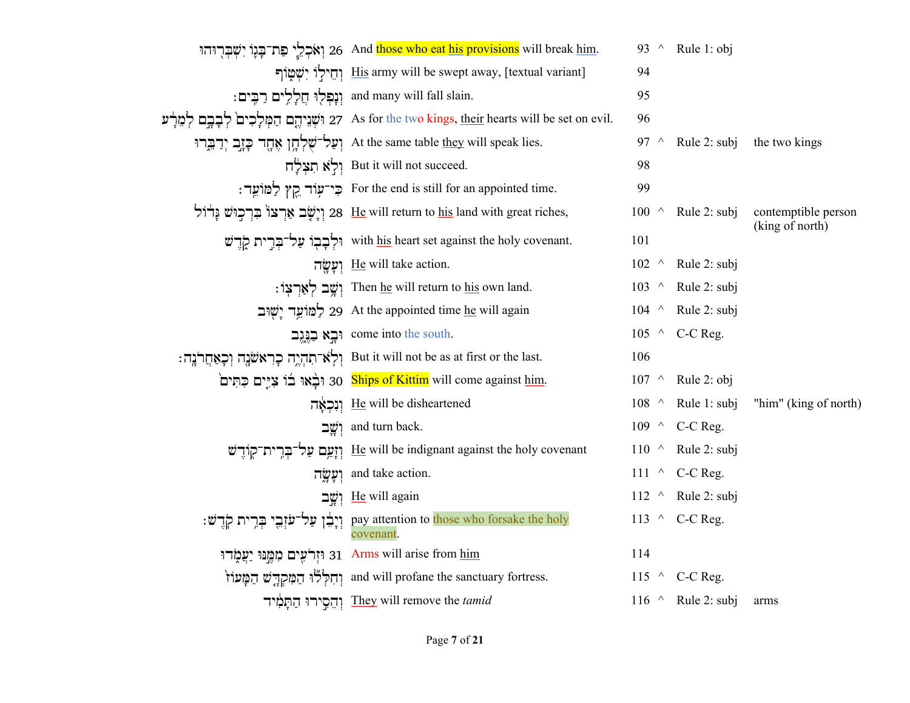| Hebrew | English | # | | Rule | Referent |
|---|---|---|---|---|---|
| 26 וְאֹכְלֵ֧י פַת־בָּג֛וֹ יִשְׁבְּר֖וּהוּ | And those who eat his provisions will break him. | 93 | ^ | Rule 1: obj | |
| וְחֵיל֣וֹ יִשְׁט֑וֹף | His army will be swept away, [textual variant] | 94 | | | |
| וְנָפְל֖וּ חֲלָלִ֥ים רַבִּֽים׃ | and many will fall slain. | 95 | | | |
| 27 וּשְׁנֵיהֶ֤ם הַמְּלָכִים֙ לְבָבָ֣ם לְמֵרָ֔ע | As for the two kings, their hearts will be set on evil. | 96 | | | |
| וְעַל־שֻׁלְחָ֥ן אֶחָ֖ד כָּזָ֣ב יְדַבֵּ֑רוּ | At the same table they will speak lies. | 97 | ^ | Rule 2: subj | the two kings |
| וְלֹ֣א תִצְלָ֔ח | But it will not succeed. | 98 | | | |
| כִּי־ע֥וֹד קֵ֖ץ לַמּוֹעֵֽד׃ | For the end is still for an appointed time. | 99 | | | |
| 28 וְיָשֹׁ֤ב אַרְצוֹ֙ בִּרְכ֣וּשׁ גָּד֔וֹל | He will return to his land with great riches, | 100 | ^ | Rule 2: subj | contemptible person (king of north) |
| וּלְבָב֖וֹ עַל־בְּרִ֣ית קֹ֑דֶשׁ | with his heart set against the holy covenant. | 101 | | | |
| וְעָשָׂ֖ה | He will take action. | 102 | ^ | Rule 2: subj | |
| וְשָׁ֥ב לְאַרְצֽוֹ׃ | Then he will return to his own land. | 103 | ^ | Rule 2: subj | |
| 29 לַמּוֹעֵ֥ד יָשׁ֖וּב | At the appointed time he will again | 104 | ^ | Rule 2: subj | |
| וּבָ֣א בַנֶּ֑גֶב | come into the south. | 105 | ^ | C-C Reg. | |
| וְלֹא־תִהְיֶ֥ה כָרִאשֹׁנָ֖ה וְכָאַחֲרֹנָֽה׃ | But it will not be as at first or the last. | 106 | | | |
| 30 וּבָ֨אוּ ב֜וֹ צִיִּ֤ים כִּתִּים֙ | Ships of Kittim will come against him. | 107 | ^ | Rule 2: obj | |
| וְנִכְאָ֔ה | He will be disheartened | 108 | ^ | Rule 1: subj | "him" (king of north) |
| וְשָׁ֛ב | and turn back. | 109 | ^ | C-C Reg. | |
| וְזָעַ֥ם עַל־בְּרִית־ק֖וֹדֶשׁ | He will be indignant against the holy covenant | 110 | ^ | Rule 2: subj | |
| וְעָשָׂ֑ה | and take action. | 111 | ^ | C-C Reg. | |
| וְשָׁ֣ב | He will again | 112 | ^ | Rule 2: subj | |
| וְיָבֵ֔ן עַל־עֹזְבֵ֖י בְּרִ֥ית קֹֽדֶשׁ׃ | pay attention to those who forsake the holy covenant. | 113 | ^ | C-C Reg. | |
| 31 וּזְרֹעִ֖ים מִמֶּ֣נּוּ יַעֲמֹ֑דוּ | Arms will arise from him | 114 | | | |
| וְחִלְּל֞וּ הַמִּקְדָּ֤שׁ הַמָּעוֹז֙ | and will profane the sanctuary fortress. | 115 | ^ | C-C Reg. | |
| וְהֵסִ֣ירוּ הַתָּמִ֔יד | They will remove the *tamid* | 116 | ^ | Rule 2: subj | arms |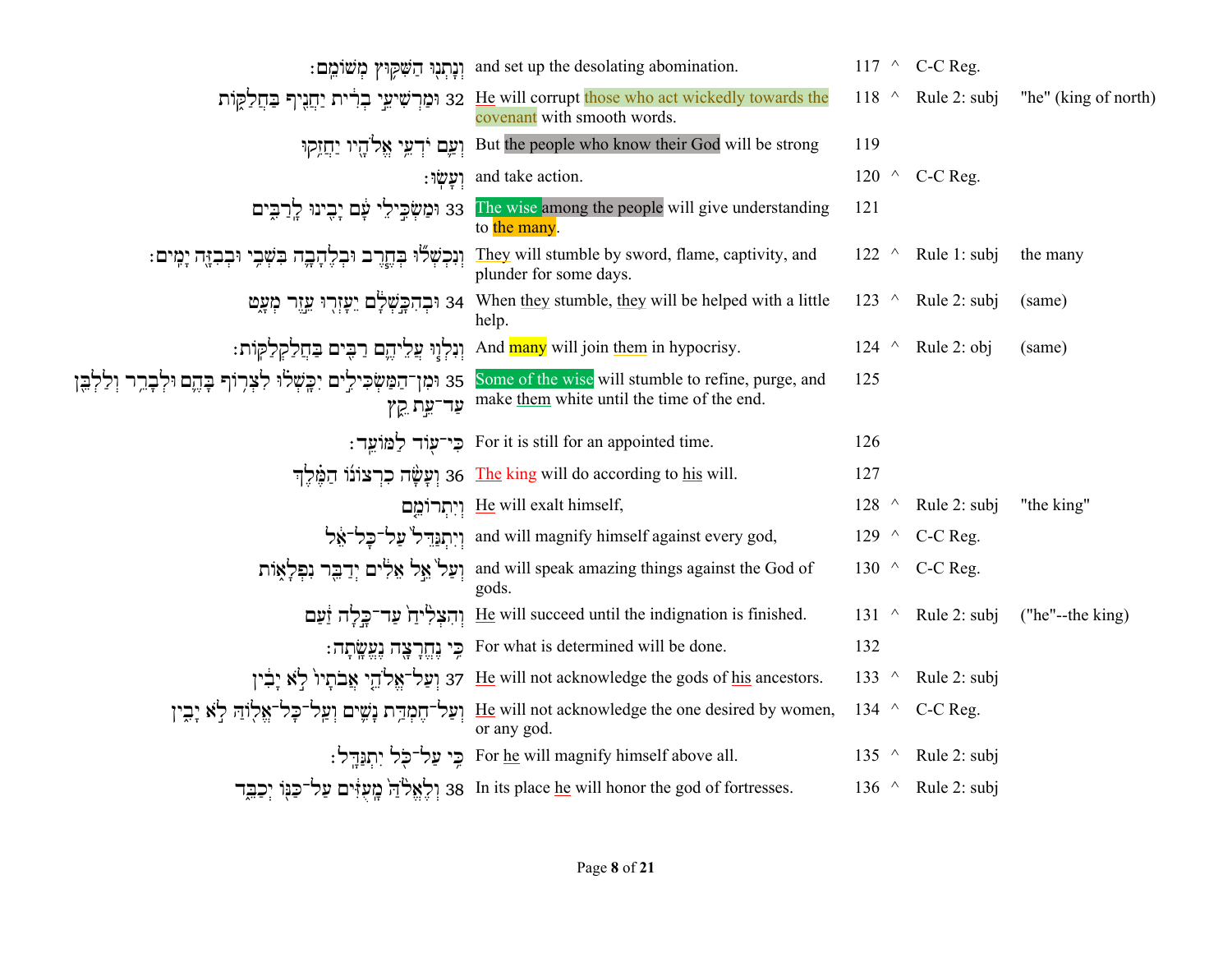| Hebrew | English | # | ^ | Rule | Referent |
|---|---|---|---|---|---|
| וְנָתְנוּ הַשִּׁקּוּץ מְשׁוֹמֵם׃ | and set up the desolating abomination. | 117 | ^ | C-C Reg. | |
| 32 וּמַרְשִׁיעֵי בְרִית יַחֲנִיף בַּחֲלַקּוֹת | He will corrupt those who act wickedly towards the covenant with smooth words. | 118 | ^ | Rule 2: subj | "he" (king of north) |
| וְעַם יֹדְעֵי אֱלֹהָיו יַחֲזִקוּ | But the people who know their God will be strong | 119 | | | |
| וְעָשׂוּ׃ | and take action. | 120 | ^ | C-C Reg. | |
| 33 וּמַשְׂכִּילֵי עָם יָבִינוּ לָרַבִּים | The wise among the people will give understanding to the many. | 121 | | | |
| וְנִכְשְׁלוּ בְּחֶרֶב וּבְלֶהָבָה בִּשְׁבִי וּבְבִזָּה יָמִים׃ | They will stumble by sword, flame, captivity, and plunder for some days. | 122 | ^ | Rule 1: subj | the many |
| 34 וּבְהִכָּשְׁלָם יֵעָזְרוּ עֵזֶר מְעָט | When they stumble, they will be helped with a little help. | 123 | ^ | Rule 2: subj | (same) |
| וְנִלְווּ עֲלֵיהֶם רַבִּים בַּחֲלַקְלַקּוֹת׃ | And many will join them in hypocrisy. | 124 | ^ | Rule 2: obj | (same) |
| 35 וּמִן־הַמַּשְׂכִּילִים יִכָּשְׁלוּ לִצְרוֹף בָּהֶם וּלְבָרֵר וְלַלְבֵּן עַד־עֵת קֵץ | Some of the wise will stumble to refine, purge, and make them white until the time of the end. | 125 | | | |
| כִּי־עוֹד לַמּוֹעֵד׃ | For it is still for an appointed time. | 126 | | | |
| 36 וְעָשָׂה כִרְצוֹנוֹ הַמֶּלֶךְ | The king will do according to his will. | 127 | | | |
| וְיִתְרוֹמֵם | He will exalt himself, | 128 | ^ | Rule 2: subj | "the king" |
| וְיִתְגַּדֵּל עַל־כָּל־אֵל | and will magnify himself against every god, | 129 | ^ | C-C Reg. | |
| וְעַל אֵל אֵלִים יְדַבֵּר נִפְלָאוֹת | and will speak amazing things against the God of gods. | 130 | ^ | C-C Reg. | |
| וְהִצְלִיחַ עַד־כָּלָה זַעַם | He will succeed until the indignation is finished. | 131 | ^ | Rule 2: subj | ("he"--the king) |
| כִּי נֶחֱרָצָה נֶעֱשָׂתָה׃ | For what is determined will be done. | 132 | | | |
| 37 וְעַל־אֱלֹהֵי אֲבֹתָיו לֹא יָבִין | He will not acknowledge the gods of his ancestors. | 133 | ^ | Rule 2: subj | |
| וְעַל־חֶמְדַּת נָשִׁים וְעַל־כָּל־אֱלוֹהַּ לֹא יָבִין | He will not acknowledge the one desired by women, or any god. | 134 | ^ | C-C Reg. | |
| כִּי עַל־כֹּל יִתְגַּדָּל׃ | For he will magnify himself above all. | 135 | ^ | Rule 2: subj | |
| 38 וְלֶאֱלֹהַּ מָעֻזִּים עַל־כַּנּוֹ יְכַבֵּד | In its place he will honor the god of fortresses. | 136 | ^ | Rule 2: subj | |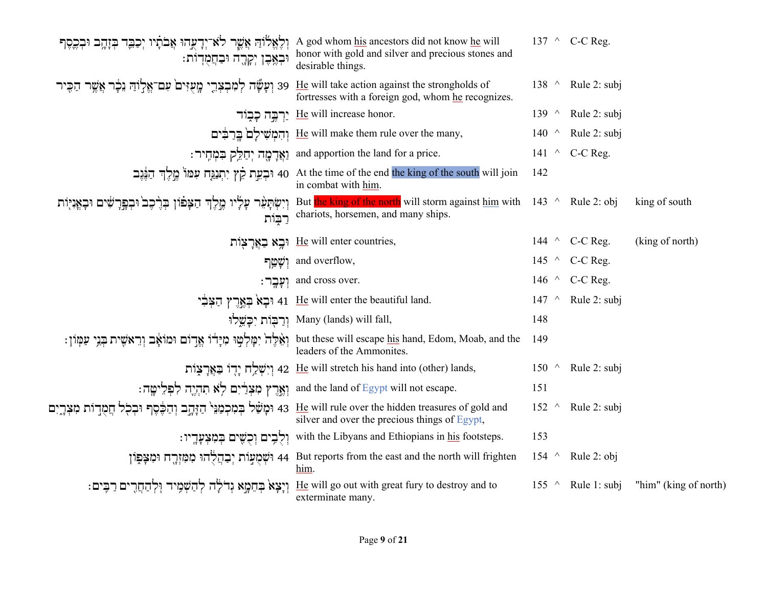| Hebrew | English | # | | Rule | Note |
|---|---|---|---|---|---|
| וְלֶאֱלוֹהַ אֲשֶׁר לֹא־יְדָעֻהוּ אֲבֹתָיו יְכַבֵּד בְּזָהָב וּבְכֶסֶף וּבְאֶבֶן יְקָרָה וּבַחֲמֻדוֹת׃ | A god whom his ancestors did not know he will honor with gold and silver and precious stones and desirable things. | 137 | ^ | C-C Reg. | |
| 39 וְעָשָׂה לְמִבְצְרֵי מָעֻזִּים עִם־אֱלוֹהַּ נֵכָר אֲשֶׁר הִכִּיר | He will take action against the strongholds of fortresses with a foreign god, whom he recognizes. | 138 | ^ | Rule 2: subj | |
| יַרְבֶּה כָבוֹד | He will increase honor. | 139 | ^ | Rule 2: subj | |
| וְהִמְשִׁילָם בָּרַבִּים | He will make them rule over the many, | 140 | ^ | Rule 2: subj | |
| וַאֲדָמָה יְחַלֵּק בִּמְחִיר׃ | and apportion the land for a price. | 141 | ^ | C-C Reg. | |
| 40 וּבְעֵת קֵץ יִתְנַגַּח עִמּוֹ מֶלֶךְ הַנֶּגֶב | At the time of the end the king of the south will join in combat with him. | 142 | | | |
| וְיִשְׂתָּעֵר עָלָיו מֶלֶךְ הַצָּפוֹן בְּרֶכֶב וּבְפָרָשִׁים וּבָאֳנִיּוֹת רַבּוֹת | But the king of the north will storm against him with chariots, horsemen, and many ships. | 143 | ^ | Rule 2: obj | king of south |
| וּבָא בַאֲרָצוֹת | He will enter countries, | 144 | ^ | C-C Reg. | (king of north) |
| וְשָׁטַף | and overflow, | 145 | ^ | C-C Reg. | |
| וְעָבָר׃ | and cross over. | 146 | ^ | C-C Reg. | |
| 41 וּבָא בְּאֶרֶץ הַצְּבִי | He will enter the beautiful land. | 147 | ^ | Rule 2: subj | |
| וְרַבּוֹת יִכָּשֵׁלוּ | Many (lands) will fall, | 148 | | | |
| וְאֵלֶּה יִמָּלְטוּ מִיָּדוֹ אֱדוֹם וּמוֹאָב וְרֵאשִׁית בְּנֵי עַמּוֹן׃ | but these will escape his hand, Edom, Moab, and the leaders of the Ammonites. | 149 | | | |
| 42 וְיִשְׁלַח יָדוֹ בַּאֲרָצוֹת | He will stretch his hand into (other) lands, | 150 | ^ | Rule 2: subj | |
| וְאֶרֶץ מִצְרַיִם לֹא תִהְיֶה לִפְלֵיטָה׃ | and the land of Egypt will not escape. | 151 | | | |
| 43 וּמָשַׁל בְּמִכְמַנֵּי הַזָּהָב וְהַכֶּסֶף וּבְכֹל חֲמֻדוֹת מִצְרָיִם | He will rule over the hidden treasures of gold and silver and over the precious things of Egypt, | 152 | ^ | Rule 2: subj | |
| וְלֻבִים וְכֻשִׁים בְּמִצְעָדָיו׃ | with the Libyans and Ethiopians in his footsteps. | 153 | | | |
| 44 וּשְׁמֻעוֹת יְבַהֲלֻהוּ מִמִּזְרָח וּמִצָּפוֹן | But reports from the east and the north will frighten him. | 154 | ^ | Rule 2: obj | |
| וְיָצָא בְּחֵמָא גְדֹלָה לְהַשְׁמִיד וּלְהַחֲרִים רַבִּים׃ | He will go out with great fury to destroy and to exterminate many. | 155 | ^ | Rule 1: subj | "him" (king of north) |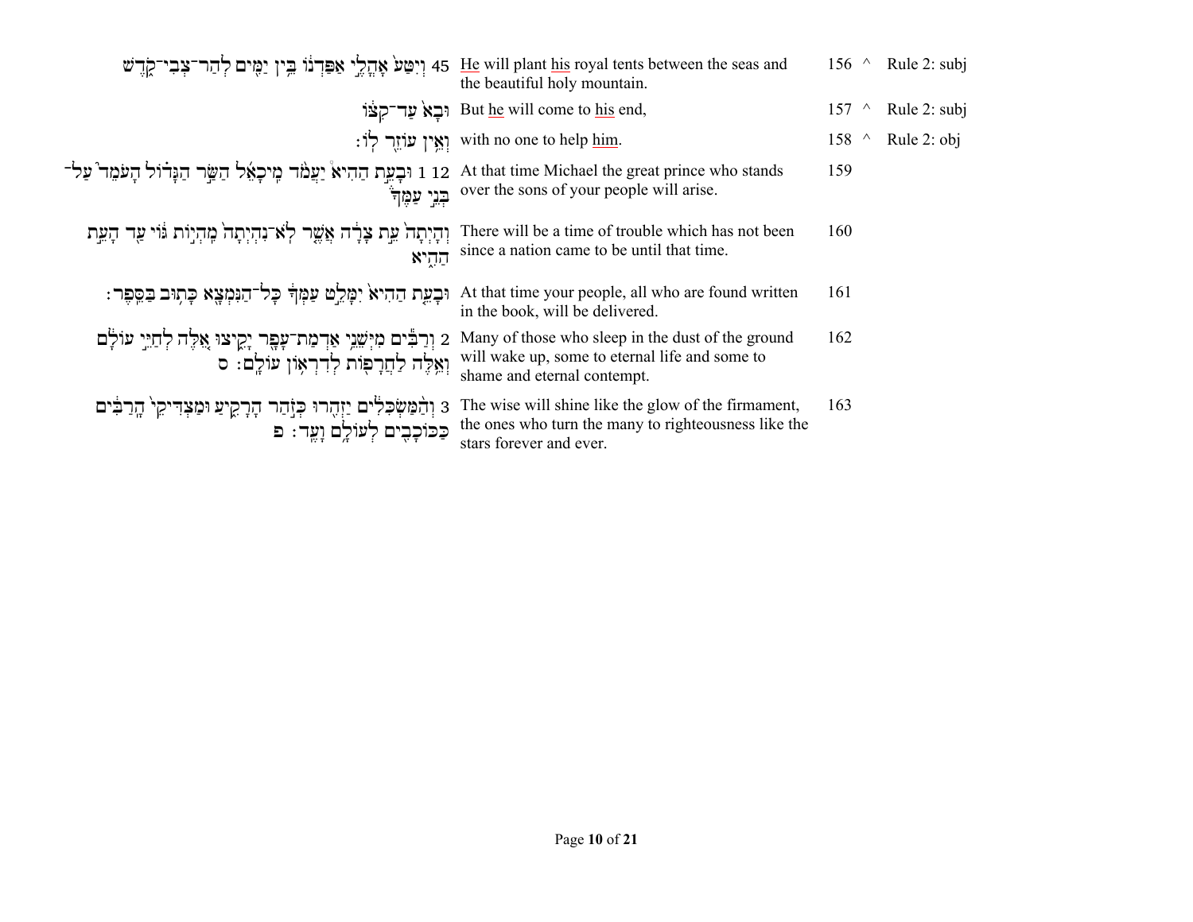| Hebrew | English | # | | Note |
|---|---|---|---|---|
| 45 וְיִטַּע֙ אָהֳלֵ֣י אַפַּדְנ֔וֹ בֵּ֥ין יַמִּ֖ים לְהַר־צְבִי־קֹ֑דֶשׁ | He will plant his royal tents between the seas and the beautiful holy mountain. | 156 | ^ | Rule 2: subj |
| וּבָא֙ עַד־קִצּ֔וֹ | But he will come to his end, | 157 | ^ | Rule 2: subj |
| וְאֵ֥ין עוֹזֵ֖ר לֽוֹ׃ | with no one to help him. | 158 | ^ | Rule 2: obj |
| 12 1 וּבָעֵ֣ת הַהִ֡יא יַעֲמֹ֣ד מִיכָאֵ֜ל הַשַּׂ֣ר הַגָּד֗וֹל הָעֹמֵד֙ עַל־בְּנֵ֣י עַמֶּ֔ךָ | At that time Michael the great prince who stands over the sons of your people will arise. | 159 | | |
| וְהָֽיְתָה֙ עֵ֣ת צָרָ֔ה אֲשֶׁ֨ר לֹא־נִהְיְתָ֜ה מִֽהְי֥וֹת גּ֛וֹי עַ֖ד הָעֵ֣ת הַהִ֑יא | There will be a time of trouble which has not been since a nation came to be until that time. | 160 | | |
| וּבָעֵ֤ת הַהִיא֙ יִמָּלֵ֣ט עַמְּךָ֔ כָּל־הַנִּמְצָ֖א כָּת֥וּב בַּסֵּֽפֶר׃ | At that time your people, all who are found written in the book, will be delivered. | 161 | | |
| 2 וְרַבִּ֕ים מִיְּשֵׁנֵ֥י אַדְמַת־עָפָ֖ר יָקִ֑יצוּ אֵ֚לֶּה לְחַיֵּ֣י עוֹלָ֔ם וְאֵ֥לֶּה לַחֲרָפ֖וֹת לְדִרְא֥וֹן עוֹלָֽם׃ ס | Many of those who sleep in the dust of the ground will wake up, some to eternal life and some to shame and eternal contempt. | 162 | | |
| 3 וְהַמַּשְׂכִּלִ֕ים יַזְהִ֖רוּ כְּזֹ֣הַר הָרָקִ֑יעַ וּמַצְדִּיקֵי֙ הָֽרַבִּ֔ים כַּכּוֹכָבִ֖ים לְעוֹלָ֥ם וָעֶֽד׃ פ | The wise will shine like the glow of the firmament, the ones who turn the many to righteousness like the stars forever and ever. | 163 | | |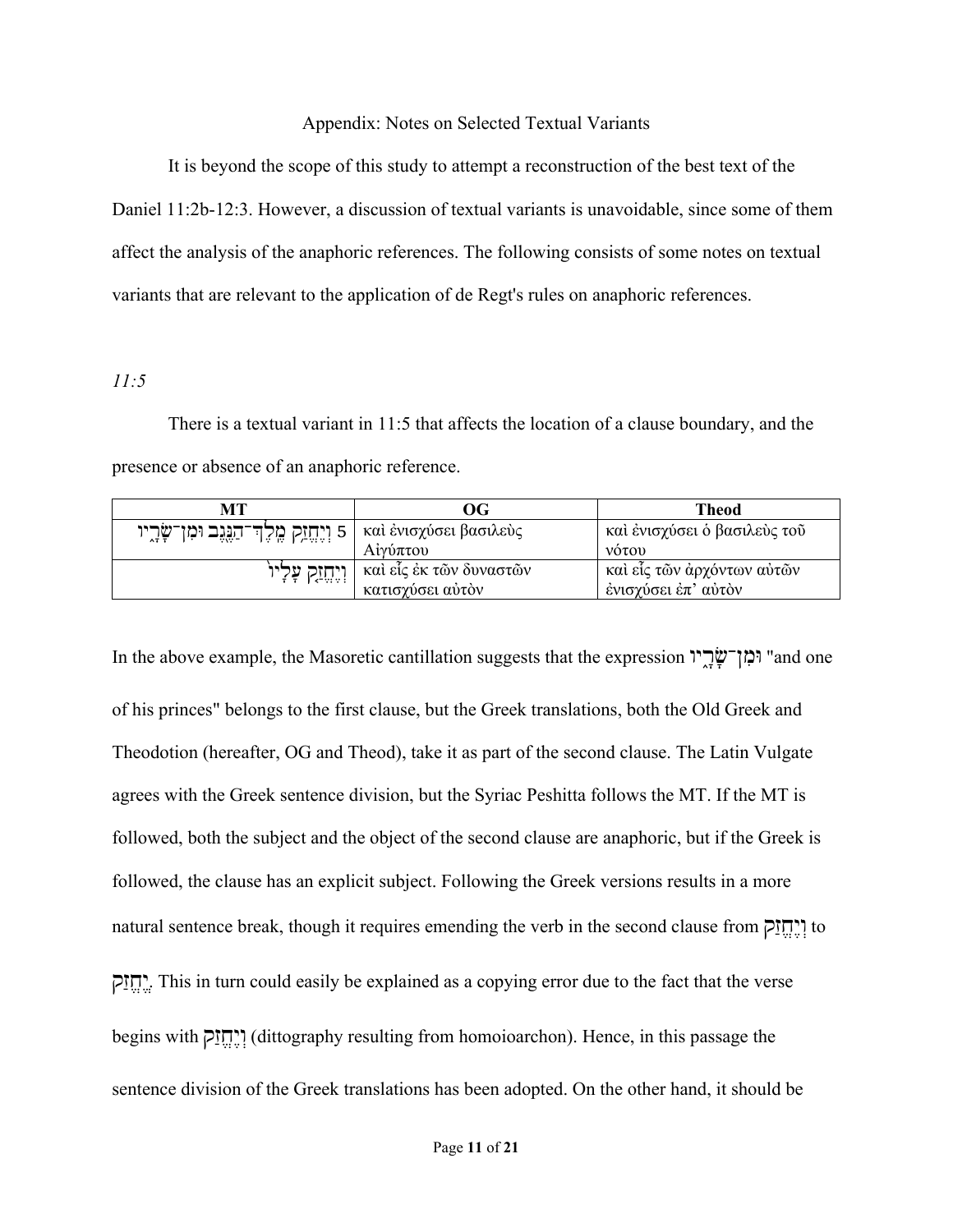Appendix: Notes on Selected Textual Variants

It is beyond the scope of this study to attempt a reconstruction of the best text of the Daniel 11:2b-12:3. However, a discussion of textual variants is unavoidable, since some of them affect the analysis of the anaphoric references. The following consists of some notes on textual variants that are relevant to the application of de Regt's rules on anaphoric references.

*11:5*

There is a textual variant in 11:5 that affects the location of a clause boundary, and the presence or absence of an anaphoric reference.

| MT | OG | Theod |
|---|---|---|
| 5 וְיֶחֱזַ֥ק מֶֽלֶךְ־הַנֶּ֖גֶב וּמִן־שָׂרָ֑יו | καὶ ἐνισχύσει βασιλεὺς Αἰγύπτου | καὶ ἐνισχύσει ὁ βασιλεὺς τοῦ νότου |
| וְיֶחֱזַ֤ק עָלָיו֙ | καὶ εἷς ἐκ τῶν δυναστῶν κατισχύσει αὐτὸν | καὶ εἷς τῶν ἀρχόντων αὐτῶν ἐνισχύσει ἐπ' αὐτὸν |

In the above example, the Masoretic cantillation suggests that the expression וּמִן־שָׂרָ֑יו "and one of his princes" belongs to the first clause, but the Greek translations, both the Old Greek and Theodotion (hereafter, OG and Theod), take it as part of the second clause. The Latin Vulgate agrees with the Greek sentence division, but the Syriac Peshitta follows the MT. If the MT is followed, both the subject and the object of the second clause are anaphoric, but if the Greek is followed, the clause has an explicit subject. Following the Greek versions results in a more natural sentence break, though it requires emending the verb in the second clause from וְיֶחֱזַק to יֶחֱזַק. This in turn could easily be explained as a copying error due to the fact that the verse begins with וְיֶחֱזַק (dittography resulting from homoioarchon). Hence, in this passage the sentence division of the Greek translations has been adopted. On the other hand, it should be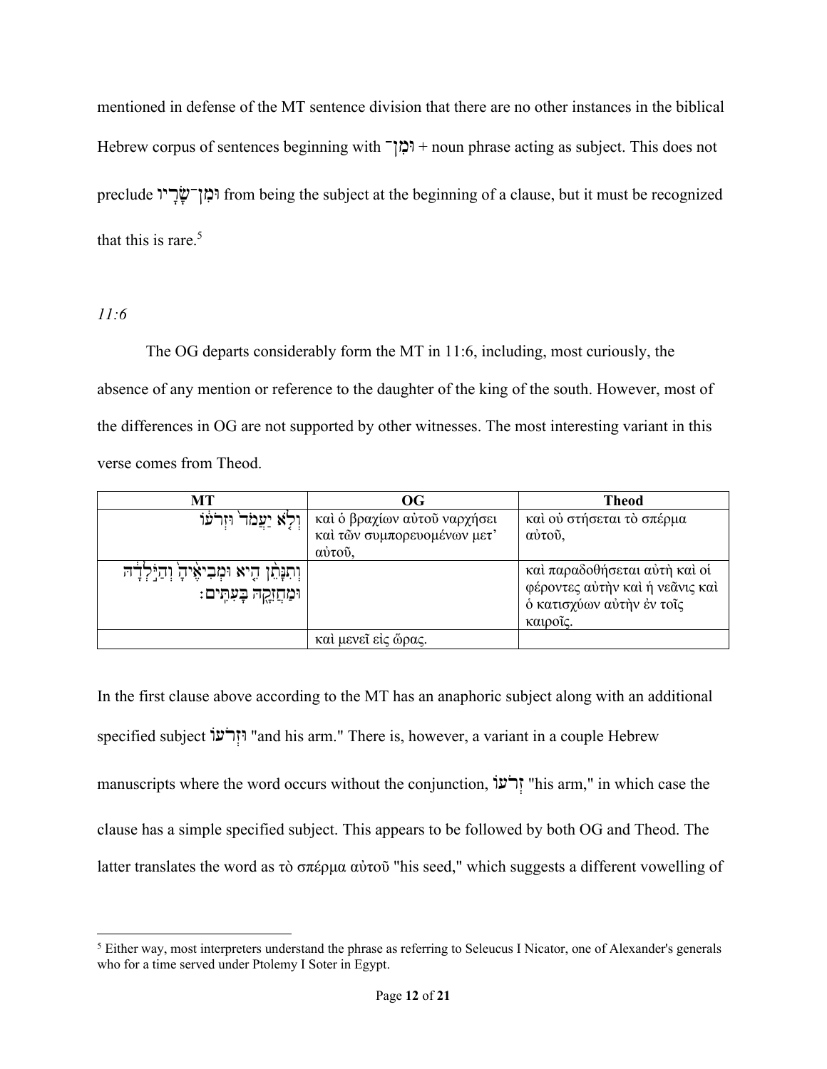mentioned in defense of the MT sentence division that there are no other instances in the biblical Hebrew corpus of sentences beginning with וּמִן־ + noun phrase acting as subject. This does not preclude וּמִן־שָׂרָיו from being the subject at the beginning of a clause, but it must be recognized that this is rare.[5]

*11:6*

The OG departs considerably form the MT in 11:6, including, most curiously, the absence of any mention or reference to the daughter of the king of the south. However, most of the differences in OG are not supported by other witnesses. The most interesting variant in this verse comes from Theod.

| MT | OG | Theod |
|---|---|---|
| וְלֹ֤א יַעֲמֹד֙ וּזְרֹע֔וֹ | καὶ ὁ βραχίων αὐτοῦ ναρχήσει καὶ τῶν συμπορευομένων μετ' αὐτοῦ, | καὶ οὐ στήσεται τὸ σπέρμα αὐτοῦ, |
| וְתִנָּתֵ֨ן הִ֤יא וּמְבִיאֶ֙יהָ֙ וְהַיֹּ֣לְדָ֔הּ וּמַחֲזִקָ֖הּ בָּעִתִּֽים׃ | | καὶ παραδοθήσεται αὐτὴ καὶ οἱ φέροντες αὐτὴν καὶ ἡ νεᾶνις καὶ ὁ κατισχύων αὐτὴν ἐν τοῖς καιροῖς. |
| | καὶ μενεῖ εἰς ὥρας. | |

In the first clause above according to the MT has an anaphoric subject along with an additional specified subject וּזְרֹעוֹ "and his arm." There is, however, a variant in a couple Hebrew manuscripts where the word occurs without the conjunction, זְרֹעוֹ "his arm," in which case the clause has a simple specified subject. This appears to be followed by both OG and Theod. The latter translates the word as τὸ σπέρμα αὐτοῦ "his seed," which suggests a different vowelling of

[5] Either way, most interpreters understand the phrase as referring to Seleucus I Nicator, one of Alexander's generals who for a time served under Ptolemy I Soter in Egypt.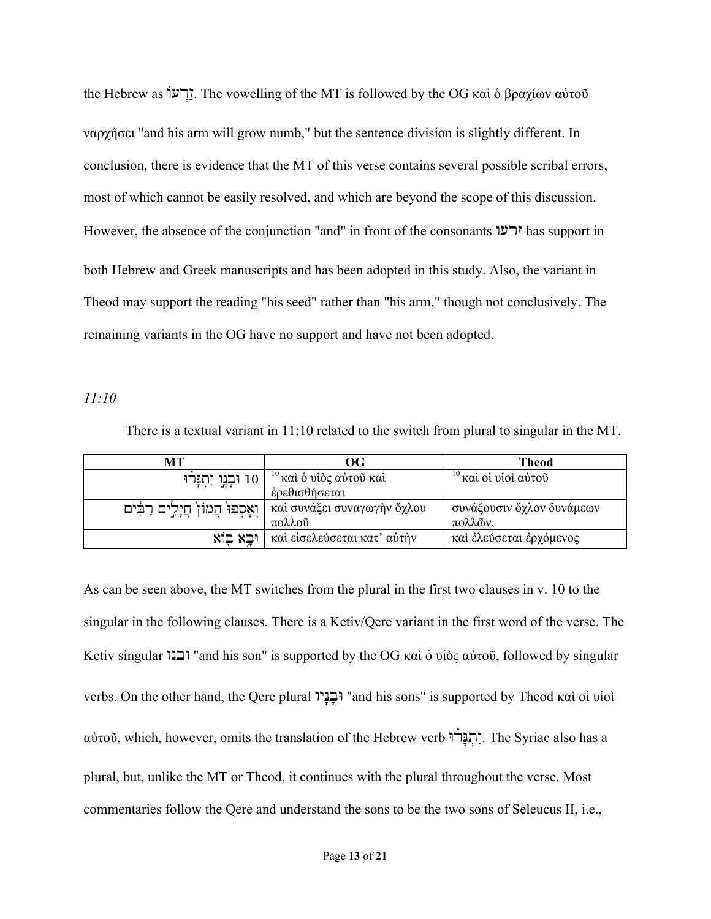the Hebrew as זְרֹעוֹ. The vowelling of the MT is followed by the OG καὶ ὁ βραχίων αὐτοῦ ναρχήσει "and his arm will grow numb," but the sentence division is slightly different. In conclusion, there is evidence that the MT of this verse contains several possible scribal errors, most of which cannot be easily resolved, and which are beyond the scope of this discussion. However, the absence of the conjunction "and" in front of the consonants זרעו has support in both Hebrew and Greek manuscripts and has been adopted in this study. Also, the variant in Theod may support the reading "his seed" rather than "his arm," though not conclusively. The remaining variants in the OG have no support and have not been adopted.

*11:10*

There is a textual variant in 11:10 related to the switch from plural to singular in the MT.

| MT | OG | Theod |
|---|---|---|
| 10 וּבָנָו יִתְגָּרוּ | [10] καὶ ὁ υἱὸς αὐτοῦ καὶ ἐρεθισθήσεται | [10] καὶ οἱ υἱοὶ αὐτοῦ |
| וְאָסְפוּ הֲמוֹן חֲיָלִים רַבִּים | καὶ συνάξει συναγωγὴν ὄχλου πολλοῦ | συνάξουσιν ὄχλον δυνάμεων πολλῶν, |
| וּבָא בוֹא | καὶ εἰσελεύσεται κατ᾽ αὐτὴν | καὶ ἐλεύσεται ἐρχόμενος |

As can be seen above, the MT switches from the plural in the first two clauses in v. 10 to the singular in the following clauses. There is a Ketiv/Qere variant in the first word of the verse. The Ketiv singular ובנו "and his son" is supported by the OG καὶ ὁ υἱὸς αὐτοῦ, followed by singular verbs. On the other hand, the Qere plural וּבָנָיו "and his sons" is supported by Theod καὶ οἱ υἱοὶ αὐτοῦ, which, however, omits the translation of the Hebrew verb יִתְגָּרוּ. The Syriac also has a plural, but, unlike the MT or Theod, it continues with the plural throughout the verse. Most commentaries follow the Qere and understand the sons to be the two sons of Seleucus II, i.e.,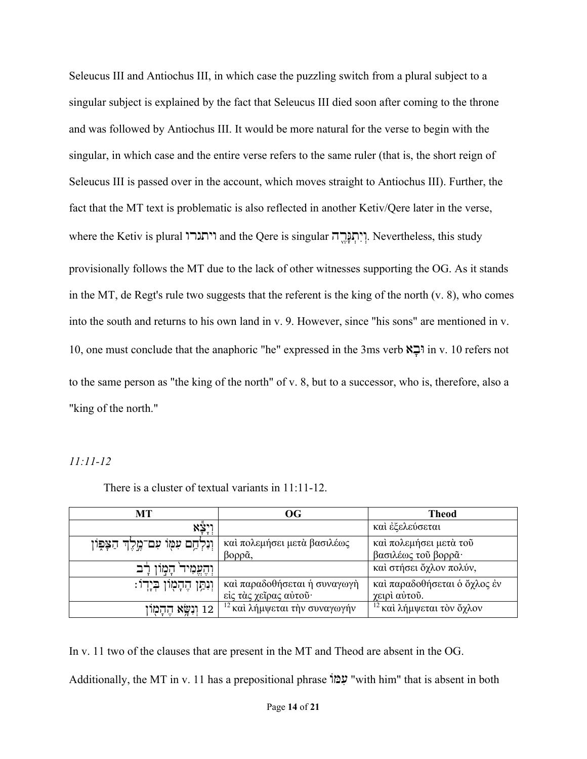Seleucus III and Antiochus III, in which case the puzzling switch from a plural subject to a singular subject is explained by the fact that Seleucus III died soon after coming to the throne and was followed by Antiochus III. It would be more natural for the verse to begin with the singular, in which case and the entire verse refers to the same ruler (that is, the short reign of Seleucus III is passed over in the account, which moves straight to Antiochus III). Further, the fact that the MT text is problematic is also reflected in another Ketiv/Qere later in the verse, where the Ketiv is plural ויתגרו and the Qere is singular וְיִתְגָּרֶה. Nevertheless, this study provisionally follows the MT due to the lack of other witnesses supporting the OG. As it stands in the MT, de Regt's rule two suggests that the referent is the king of the north (v. 8), who comes into the south and returns to his own land in v. 9. However, since "his sons" are mentioned in v. 10, one must conclude that the anaphoric "he" expressed in the 3ms verb וּבָא in v. 10 refers not to the same person as "the king of the north" of v. 8, but to a successor, who is, therefore, also a "king of the north."

*11:11-12*

There is a cluster of textual variants in 11:11-12.

| MT | OG | Theod |
| --- | --- | --- |
| וְיָצָ֕א | | καὶ ἐξελεύσεται |
| וְנִלְחַ֥ם עִמּ֖וֹ עִם־מֶ֣לֶךְ הַצָּפ֑וֹן | καὶ πολεμήσει μετὰ βασιλέως βορρᾶ, | καὶ πολεμήσει μετὰ τοῦ βασιλέως τοῦ βορρᾶ· |
| וְהֶעֱמִיד֙ הָמ֣וֹן רָ֔ב | | καὶ στήσει ὄχλον πολύν, |
| וְנִתַּ֥ן הֶהָמ֖וֹן בְּיָדֽוֹ׃ | καὶ παραδοθήσεται ἡ συναγωγὴ εἰς τὰς χεῖρας αὐτοῦ· | καὶ παραδοθήσεται ὁ ὄχλος ἐν χειρὶ αὐτοῦ. |
| 12 וְנִשָּׂ֥א הֶהָמ֖וֹן | [12] καὶ λήμψεται τὴν συναγωγήν | [12] καὶ λήμψεται τὸν ὄχλον |

In v. 11 two of the clauses that are present in the MT and Theod are absent in the OG. Additionally, the MT in v. 11 has a prepositional phrase עִמּוֹ "with him" that is absent in both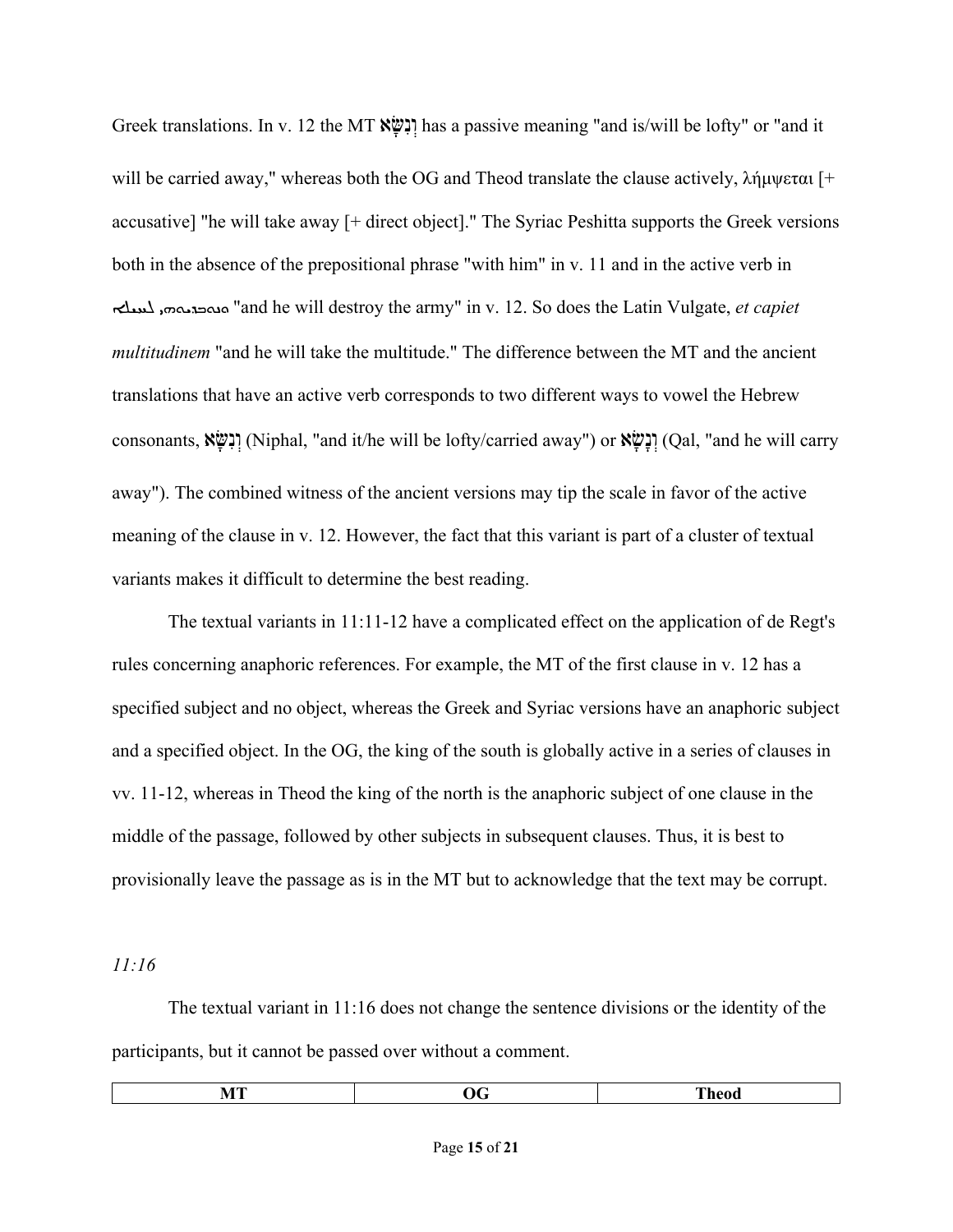Greek translations. In v. 12 the MT וְנִשָּׂא has a passive meaning "and is/will be lofty" or "and it will be carried away," whereas both the OG and Theod translate the clause actively, λήμψεται [+ accusative] "he will take away [+ direct object]." The Syriac Peshitta supports the Greek versions both in the absence of the prepositional phrase "with him" in v. 11 and in the active verb in ܘܢܚܒܠܝܘܗܝ ܠܚܝܠܐ "and he will destroy the army" in v. 12. So does the Latin Vulgate, *et capiet multitudinem* "and he will take the multitude." The difference between the MT and the ancient translations that have an active verb corresponds to two different ways to vowel the Hebrew consonants, וְנִשָּׂא (Niphal, "and it/he will be lofty/carried away") or וְנָשָׂא (Qal, "and he will carry away"). The combined witness of the ancient versions may tip the scale in favor of the active meaning of the clause in v. 12. However, the fact that this variant is part of a cluster of textual variants makes it difficult to determine the best reading.

The textual variants in 11:11-12 have a complicated effect on the application of de Regt's rules concerning anaphoric references. For example, the MT of the first clause in v. 12 has a specified subject and no object, whereas the Greek and Syriac versions have an anaphoric subject and a specified object. In the OG, the king of the south is globally active in a series of clauses in vv. 11-12, whereas in Theod the king of the north is the anaphoric subject of one clause in the middle of the passage, followed by other subjects in subsequent clauses. Thus, it is best to provisionally leave the passage as is in the MT but to acknowledge that the text may be corrupt.

*11:16*

The textual variant in 11:16 does not change the sentence divisions or the identity of the participants, but it cannot be passed over without a comment.

| MT | OG | Theod |
|---|---|---|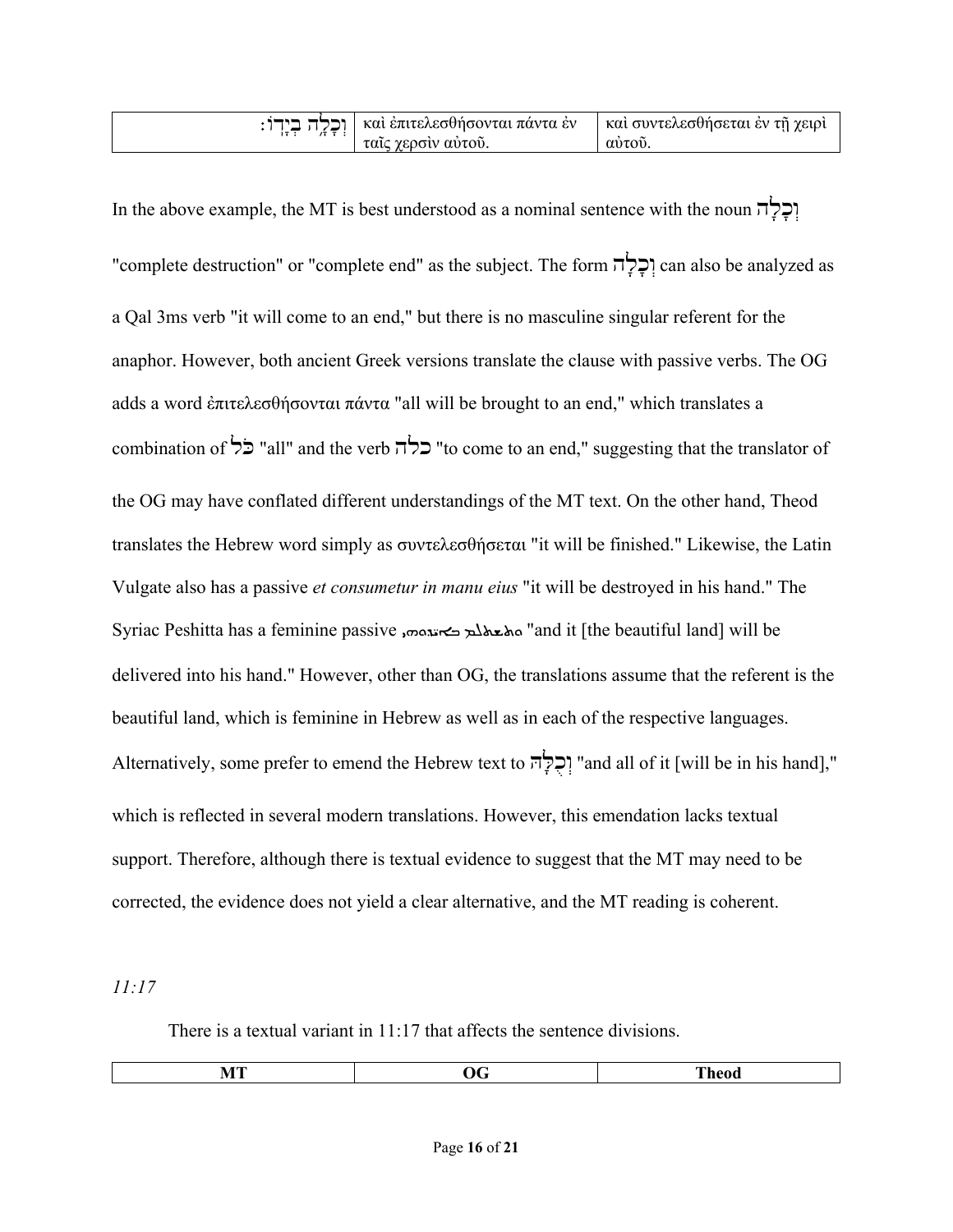| | | |
|---|---|---|
| וְכָלָ֖ה בְיָדֽוֹ׃ | καὶ ἐπιτελεσθήσονται πάντα ἐν ταῖς χερσὶν αὐτοῦ. | καὶ συντελεσθήσεται ἐν τῇ χειρὶ αὐτοῦ. |

In the above example, the MT is best understood as a nominal sentence with the noun וְכָלָה "complete destruction" or "complete end" as the subject. The form וְכָלָה can also be analyzed as a Qal 3ms verb "it will come to an end," but there is no masculine singular referent for the anaphor. However, both ancient Greek versions translate the clause with passive verbs. The OG adds a word ἐπιτελεσθήσονται πάντα "all will be brought to an end," which translates a combination of כֹּל "all" and the verb כלה "to come to an end," suggesting that the translator of the OG may have conflated different understandings of the MT text. On the other hand, Theod translates the Hebrew word simply as συντελεσθήσεται "it will be finished." Likewise, the Latin Vulgate also has a passive *et consumetur in manu eius* "it will be destroyed in his hand." The Syriac Peshitta has a feminine passive ܘܬܫܬܠܡ ܒܐܝܕܘܗܝ "and it [the beautiful land] will be delivered into his hand." However, other than OG, the translations assume that the referent is the beautiful land, which is feminine in Hebrew as well as in each of the respective languages. Alternatively, some prefer to emend the Hebrew text to וְכֻלָּהּ "and all of it [will be in his hand]," which is reflected in several modern translations. However, this emendation lacks textual support. Therefore, although there is textual evidence to suggest that the MT may need to be corrected, the evidence does not yield a clear alternative, and the MT reading is coherent.

*11:17*

There is a textual variant in 11:17 that affects the sentence divisions.

| MT | OG | Theod |
|---|---|---|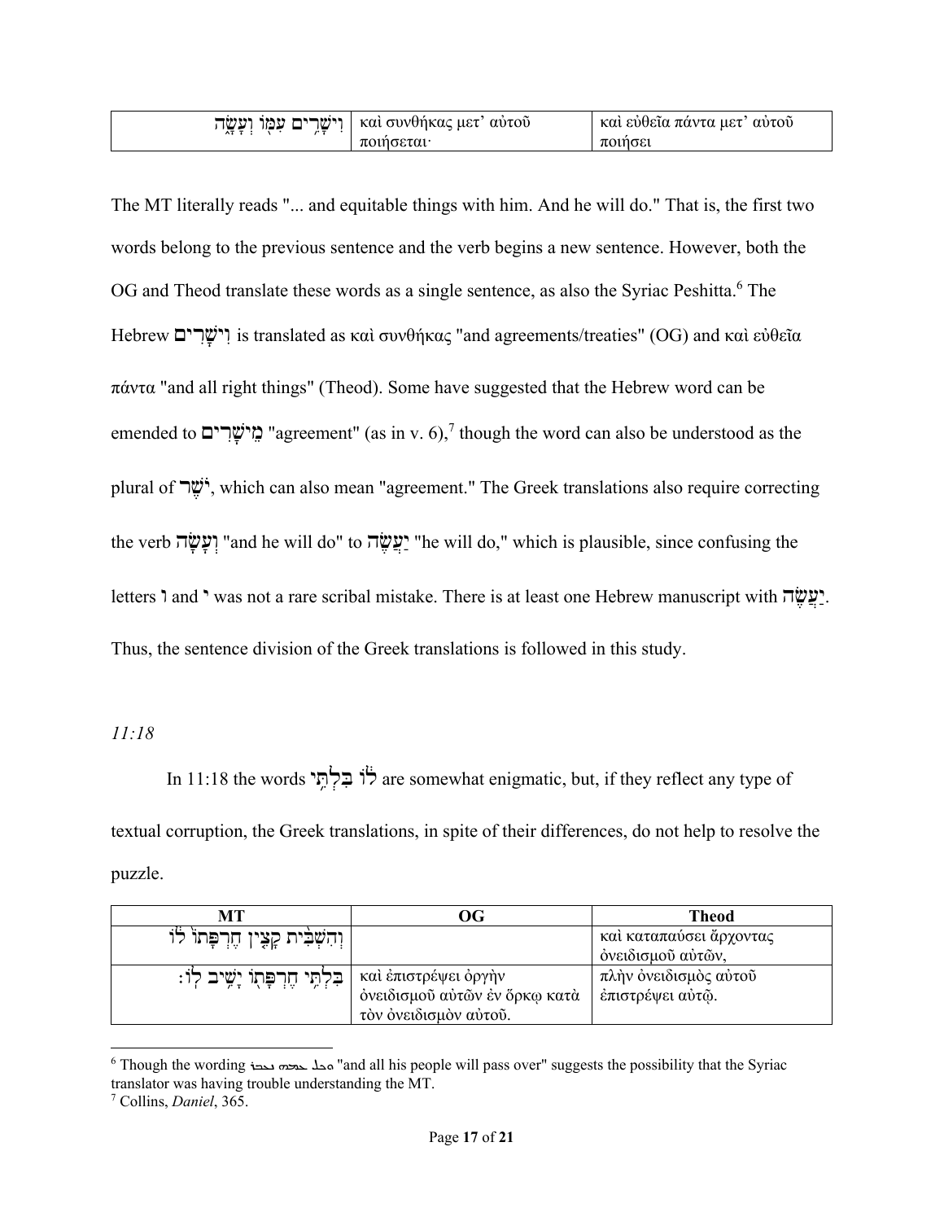| | | |
|---|---|---|
| וִישָׁרִ֥ים עִמּ֖וֹ וְעָשָׂ֑ה | καὶ συνθήκας μετ᾽ αὐτοῦ ποιήσεται· | καὶ εὐθεῖα πάντα μετ᾽ αὐτοῦ ποιήσει |

The MT literally reads "... and equitable things with him. And he will do." That is, the first two words belong to the previous sentence and the verb begins a new sentence. However, both the OG and Theod translate these words as a single sentence, as also the Syriac Peshitta.[6] The Hebrew וִישָׁרִים is translated as καὶ συνθήκας "and agreements/treaties" (OG) and καὶ εὐθεῖα πάντα "and all right things" (Theod). Some have suggested that the Hebrew word can be emended to מֵישָׁרִים "agreement" (as in v. 6),[7] though the word can also be understood as the plural of יֹשֶׁר, which can also mean "agreement." The Greek translations also require correcting the verb וְעָשָׂה "and he will do" to יַעֲשֶׂה "he will do," which is plausible, since confusing the letters ו and י was not a rare scribal mistake. There is at least one Hebrew manuscript with יַעֲשֶׂה. Thus, the sentence division of the Greek translations is followed in this study.

*11:18*

In 11:18 the words ל֔וֹ בִּלְתִּ֥י are somewhat enigmatic, but, if they reflect any type of textual corruption, the Greek translations, in spite of their differences, do not help to resolve the puzzle.

| MT | OG | Theod |
|---|---|---|
| וְהִשְׁבִּ֨ית קָצִ֤ין חֶרְפָּתוֹ֙ ל֔וֹ | | καὶ καταπαύσει ἄρχοντας ὀνειδισμοῦ αὐτῶν, |
| בִּלְתִּ֥י חֶרְפָּת֖וֹ יָשִׁ֥יב לֽוֹ׃ | καὶ ἐπιστρέψει ὀργὴν ὀνειδισμοῦ αὐτῶν ἐν ὅρκῳ κατὰ τὸν ὀνειδισμὸν αὐτοῦ. | πλὴν ὀνειδισμὸς αὐτοῦ ἐπιστρέψει αὐτῷ. |

---

[6] Though the wording ܘܟܠ ܥܡܗ ܢܥܒܪ "and all his people will pass over" suggests the possibility that the Syriac translator was having trouble understanding the MT.

[7] Collins, *Daniel*, 365.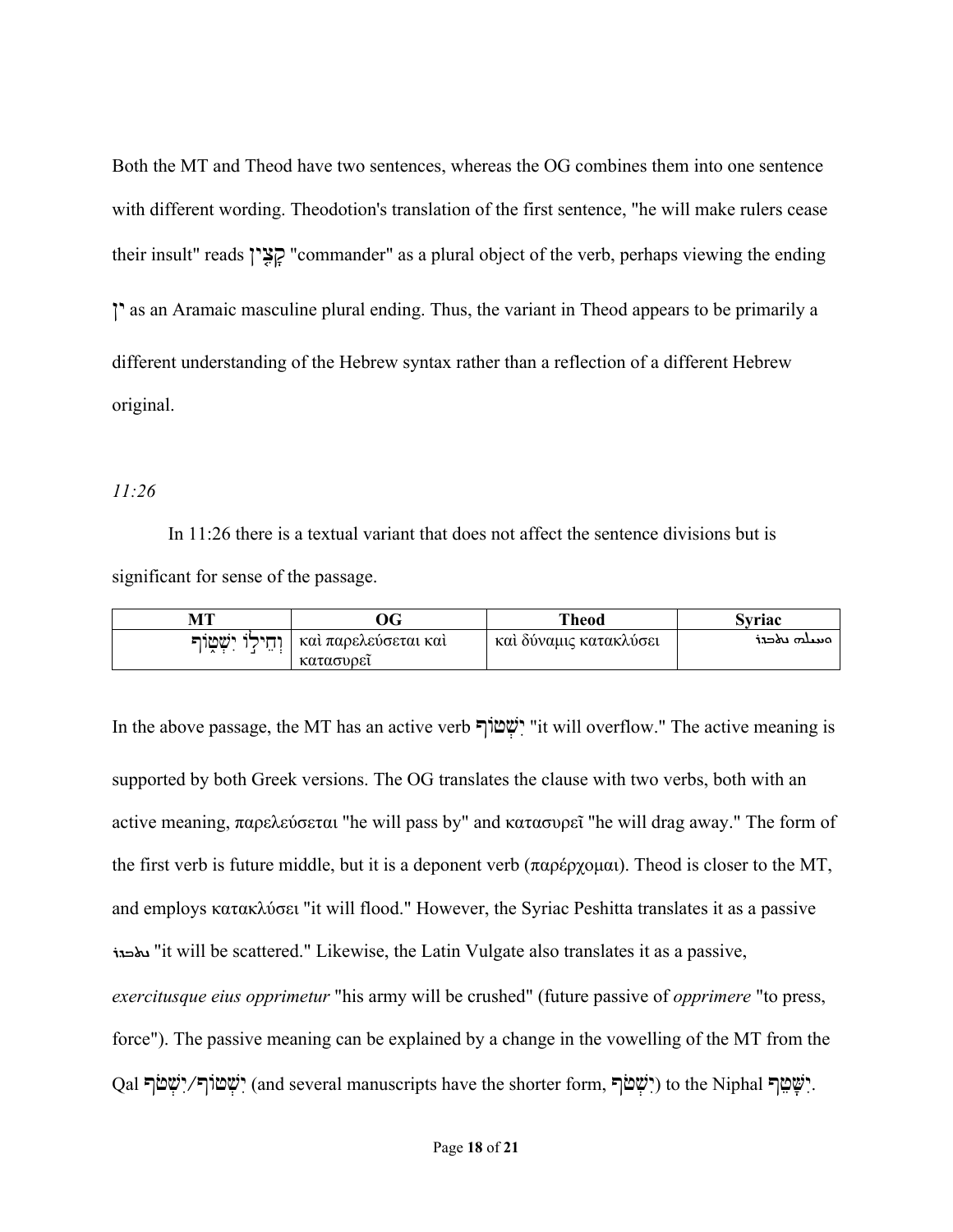Both the MT and Theod have two sentences, whereas the OG combines them into one sentence with different wording. Theodotion's translation of the first sentence, "he will make rulers cease their insult" reads קָצִין "commander" as a plural object of the verb, perhaps viewing the ending ין as an Aramaic masculine plural ending. Thus, the variant in Theod appears to be primarily a different understanding of the Hebrew syntax rather than a reflection of a different Hebrew original.

*11:26*

In 11:26 there is a textual variant that does not affect the sentence divisions but is significant for sense of the passage.

| MT | OG | Theod | Syriac |
|---|---|---|---|
| וְחֵילוֹ יִשְׁטוֹף | καὶ παρελεύσεται καὶ κατασυρεῖ | καὶ δύναμις κατακλύσει | ܘܚܝܠܗ ܢܬܒܕܪ |

In the above passage, the MT has an active verb יִשְׁטוֹף "it will overflow." The active meaning is supported by both Greek versions. The OG translates the clause with two verbs, both with an active meaning, παρελεύσεται "he will pass by" and κατασυρεῖ "he will drag away." The form of the first verb is future middle, but it is a deponent verb (παρέρχομαι). Theod is closer to the MT, and employs κατακλύσει "it will flood." However, the Syriac Peshitta translates it as a passive ܢܬܒܕܪ "it will be scattered." Likewise, the Latin Vulgate also translates it as a passive, *exercitusque eius opprimetur* "his army will be crushed" (future passive of *opprimere* "to press, force"). The passive meaning can be explained by a change in the vowelling of the MT from the Qal יִשְׁטוֹף/יִשְׁטֹף (and several manuscripts have the shorter form, יִשְׁטֹף) to the Niphal יִשָּׁטֵף.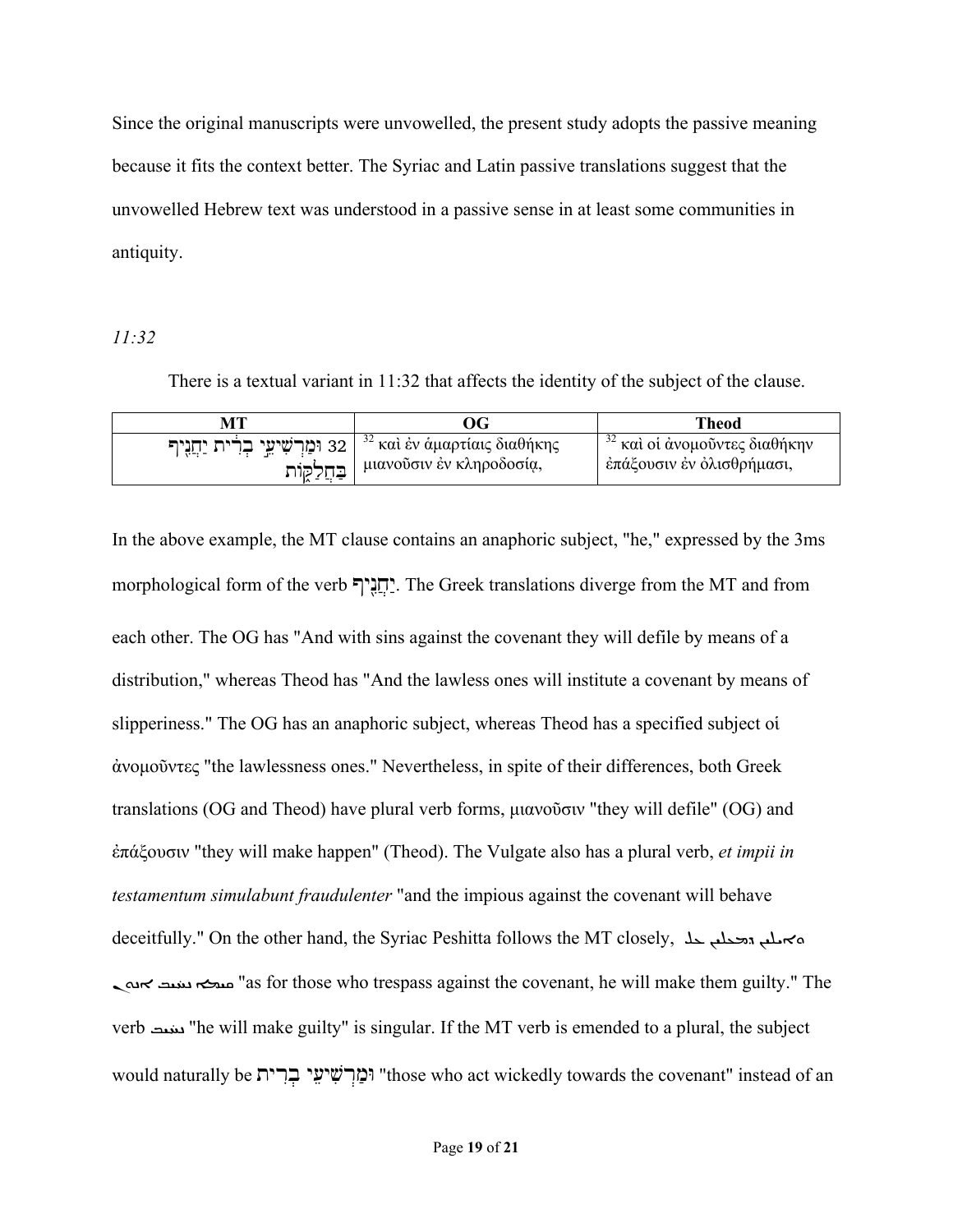Since the original manuscripts were unvowelled, the present study adopts the passive meaning because it fits the context better. The Syriac and Latin passive translations suggest that the unvowelled Hebrew text was understood in a passive sense in at least some communities in antiquity.

*11:32*

There is a textual variant in 11:32 that affects the identity of the subject of the clause.

| MT | OG | Theod |
|---|---|---|
| 32 וּמַרְשִׁיעֵי בְרִית יַחֲנִיף בַּחֲלַקּוֹת | [32] καὶ ἐν ἁμαρτίαις διαθήκης μιανοῦσιν ἐν κληροδοσίᾳ, | [32] καὶ οἱ ἀνομοῦντες διαθήκην ἐπάξουσιν ἐν ὀλισθρήμασι, |

In the above example, the MT clause contains an anaphoric subject, "he," expressed by the 3ms morphological form of the verb יַחֲנִיף. The Greek translations diverge from the MT and from each other. The OG has "And with sins against the covenant they will defile by means of a distribution," whereas Theod has "And the lawless ones will institute a covenant by means of slipperiness." The OG has an anaphoric subject, whereas Theod has a specified subject οἱ ἀνομοῦντες "the lawlessness ones." Nevertheless, in spite of their differences, both Greek translations (OG and Theod) have plural verb forms, μιανοῦσιν "they will defile" (OG) and ἐπάξουσιν "they will make happen" (Theod). The Vulgate also has a plural verb, *et impii in testamentum simulabunt fraudulenter* "and the impious against the covenant will behave deceitfully." On the other hand, the Syriac Peshitta follows the MT closely, ܘܐܝܠܝܢ ܕܡܥܠܝܢ ܥܠ ܩܝܡܐ ܢܚܝܒ ܐܢܘܢ "as for those who trespass against the covenant, he will make them guilty." The verb ܢܚܝܒ "he will make guilty" is singular. If the MT verb is emended to a plural, the subject would naturally be וּמַרְשִׁיעֵי בְרִית "those who act wickedly towards the covenant" instead of an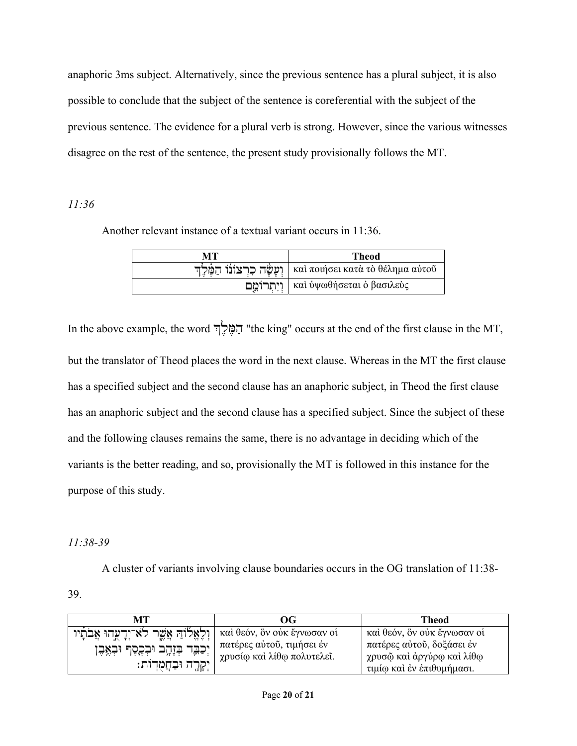anaphoric 3ms subject. Alternatively, since the previous sentence has a plural subject, it is also possible to conclude that the subject of the sentence is coreferential with the subject of the previous sentence. The evidence for a plural verb is strong. However, since the various witnesses disagree on the rest of the sentence, the present study provisionally follows the MT.

*11:36*

Another relevant instance of a textual variant occurs in 11:36.

| MT | Theod |
|---|---|
| וְעָשָׂה כִרְצוֹנוֹ הַמֶּלֶךְ | καὶ ποιήσει κατὰ τὸ θέλημα αὐτοῦ |
| וְיִתְרוֹמֵם | καὶ ὑψωθήσεται ὁ βασιλεὺς |

In the above example, the word הַמֶּלֶךְ "the king" occurs at the end of the first clause in the MT, but the translator of Theod places the word in the next clause. Whereas in the MT the first clause has a specified subject and the second clause has an anaphoric subject, in Theod the first clause has an anaphoric subject and the second clause has a specified subject. Since the subject of these and the following clauses remains the same, there is no advantage in deciding which of the variants is the better reading, and so, provisionally the MT is followed in this instance for the purpose of this study.

*11:38-39*

A cluster of variants involving clause boundaries occurs in the OG translation of 11:38-39.

| MT | OG | Theod |
|---|---|---|
| וְלֶאֱלוֹהַּ אֲשֶׁר לֹא־יְדָעֻהוּ אֲבֹתָיו יְכַבֵּד בְּזָהָב וּבְכֶסֶף וּבְאֶבֶן יְקָרָה וּבַחֲמֻדוֹת׃ | καὶ θεόν, ὃν οὐκ ἔγνωσαν οἱ πατέρες αὐτοῦ, τιμήσει ἐν χρυσίῳ καὶ λίθῳ πολυτελεῖ. | καὶ θεόν, ὃν οὐκ ἔγνωσαν οἱ πατέρες αὐτοῦ, δοξάσει ἐν χρυσῷ καὶ ἀργύρῳ καὶ λίθῳ τιμίῳ καὶ ἐν ἐπιθυμήμασι. |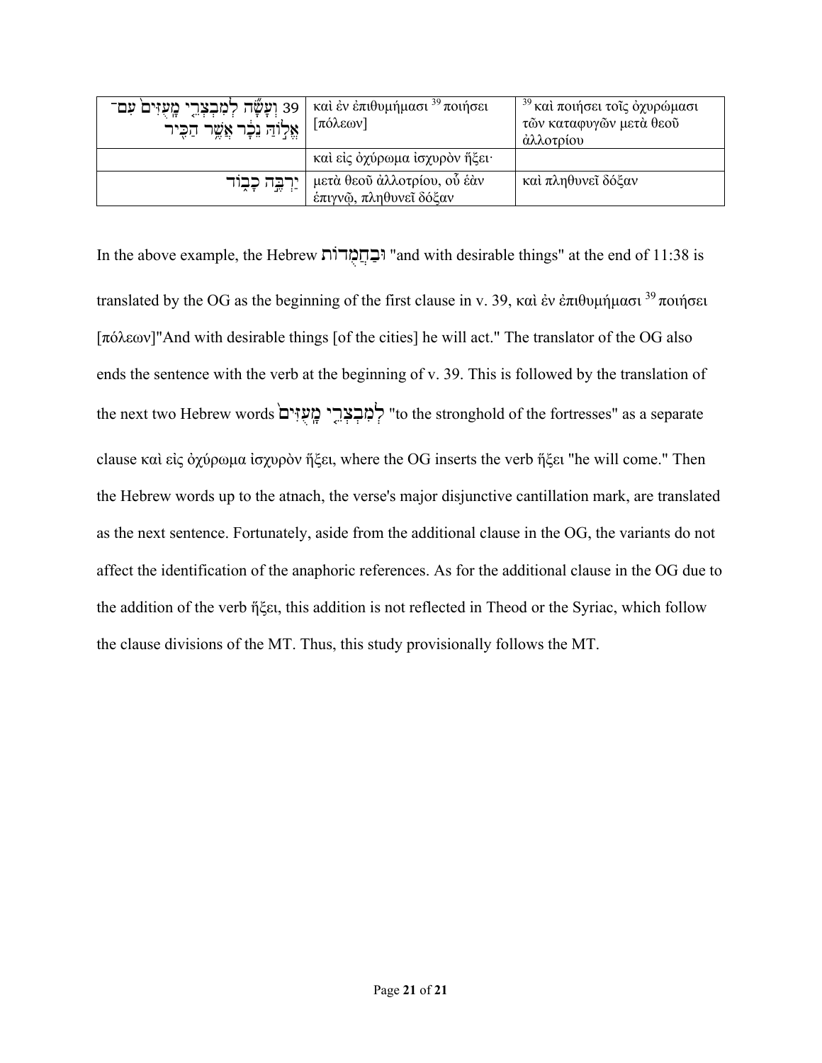| | | |
|---|---|---|
| 39 וְעָשָׂ֞ה לְמִבְצְרֵ֤י מָֽעֻזִּים֙ עִם־אֱל֣וֹהַּ נֵכָ֔ר אֲשֶׁ֣ר הַכִּ֔יר | καὶ ἐν ἐπιθυμήμασι [39] ποιήσει [πόλεων] | [39] καὶ ποιήσει τοῖς ὀχυρώμασι τῶν καταφυγῶν μετὰ θεοῦ ἀλλοτρίου |
| | καὶ εἰς ὀχύρωμα ἰσχυρὸν ἥξει· | |
| יַרְבֶּ֣ה כָב֑וֹד | μετὰ θεοῦ ἀλλοτρίου, οὗ ἐὰν ἐπιγνῷ, πληθυνεῖ δόξαν | καὶ πληθυνεῖ δόξαν |

In the above example, the Hebrew וּבַחֲמֻדוֹת "and with desirable things" at the end of 11:38 is translated by the OG as the beginning of the first clause in v. 39, καὶ ἐν ἐπιθυμήμασι [39] ποιήσει [πόλεων]"And with desirable things [of the cities] he will act." The translator of the OG also ends the sentence with the verb at the beginning of v. 39. This is followed by the translation of the next two Hebrew words לְמִבְצְרֵ֤י מָֽעֻזִּים֙ "to the stronghold of the fortresses" as a separate clause καὶ εἰς ὀχύρωμα ἰσχυρὸν ἥξει, where the OG inserts the verb ἥξει "he will come." Then the Hebrew words up to the atnach, the verse's major disjunctive cantillation mark, are translated as the next sentence. Fortunately, aside from the additional clause in the OG, the variants do not affect the identification of the anaphoric references. As for the additional clause in the OG due to the addition of the verb ἥξει, this addition is not reflected in Theod or the Syriac, which follow the clause divisions of the MT. Thus, this study provisionally follows the MT.